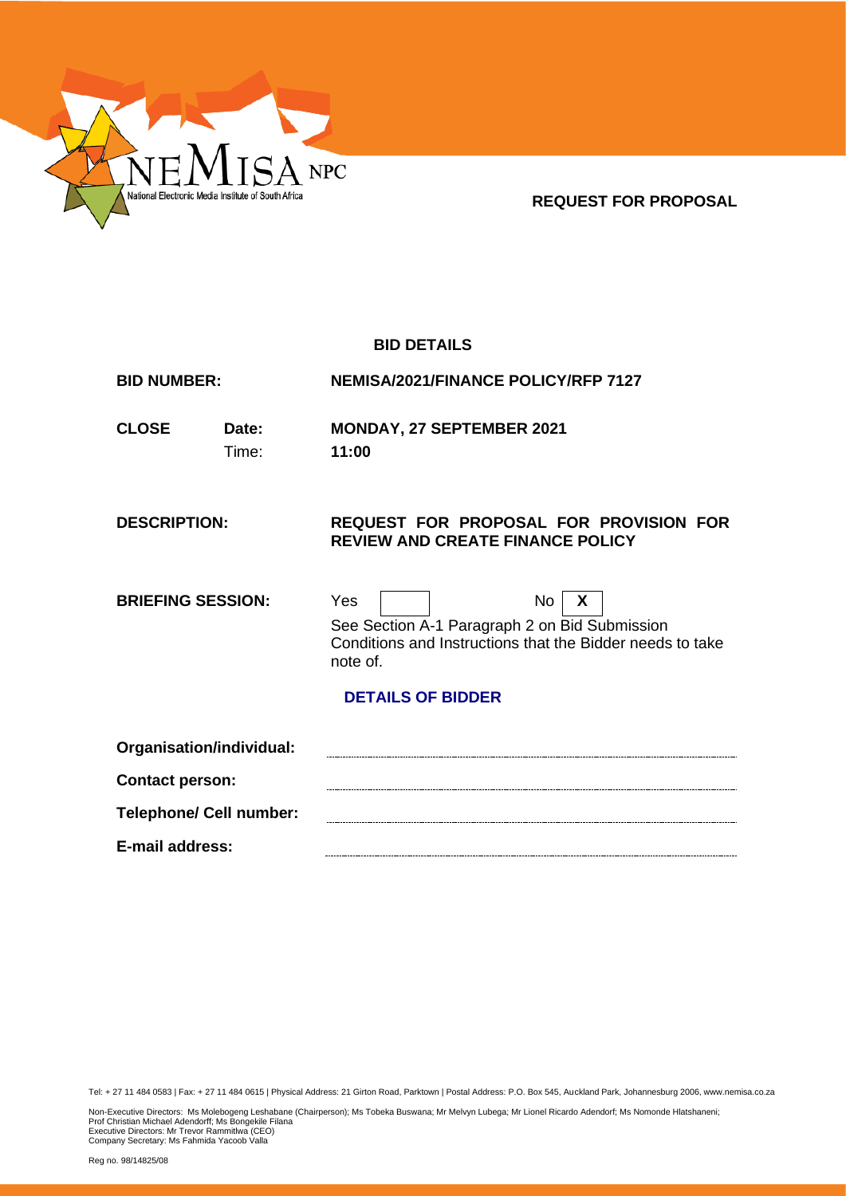NEMISA NPC
National Electronic Media Institute of South Africa

**REQUEST FOR PROPOSAL**

**BID DETAILS**

| | |
|---|---|
| **BID NUMBER:** | **NEMISA/2021/FINANCE POLICY/RFP 7127** |
| **CLOSE** Date: | **MONDAY, 27 SEPTEMBER 2021** |
| Time: | **11:00** |
| **DESCRIPTION:** | **REQUEST FOR PROPOSAL FOR PROVISION FOR REVIEW AND CREATE FINANCE POLICY** |
| **BRIEFING SESSION:** | Yes [ ] No [X] |

See Section A-1 Paragraph 2 on Bid Submission Conditions and Instructions that the Bidder needs to take note of.

**DETAILS OF BIDDER**

| | |
|---|---|
| **Organisation/individual:** | |
| **Contact person:** | |
| **Telephone/ Cell number:** | |
| **E-mail address:** | |

Tel: + 27 11 484 0583 | Fax: + 27 11 484 0615 | Physical Address: 21 Girton Road, Parktown | Postal Address: P.O. Box 545, Auckland Park, Johannesburg 2006, www.nemisa.co.za

Non-Executive Directors: Ms Molebogeng Leshabane (Chairperson); Ms Tobeka Buswana; Mr Melvyn Lubega; Mr Lionel Ricardo Adendorf; Ms Nomonde Hlatshaneni; Prof Christian Michael Adendorff; Ms Bongekile Filana
Executive Directors: Mr Trevor Rammitlwa (CEO)
Company Secretary: Ms Fahmida Yacoob Valla

Reg no. 98/14825/08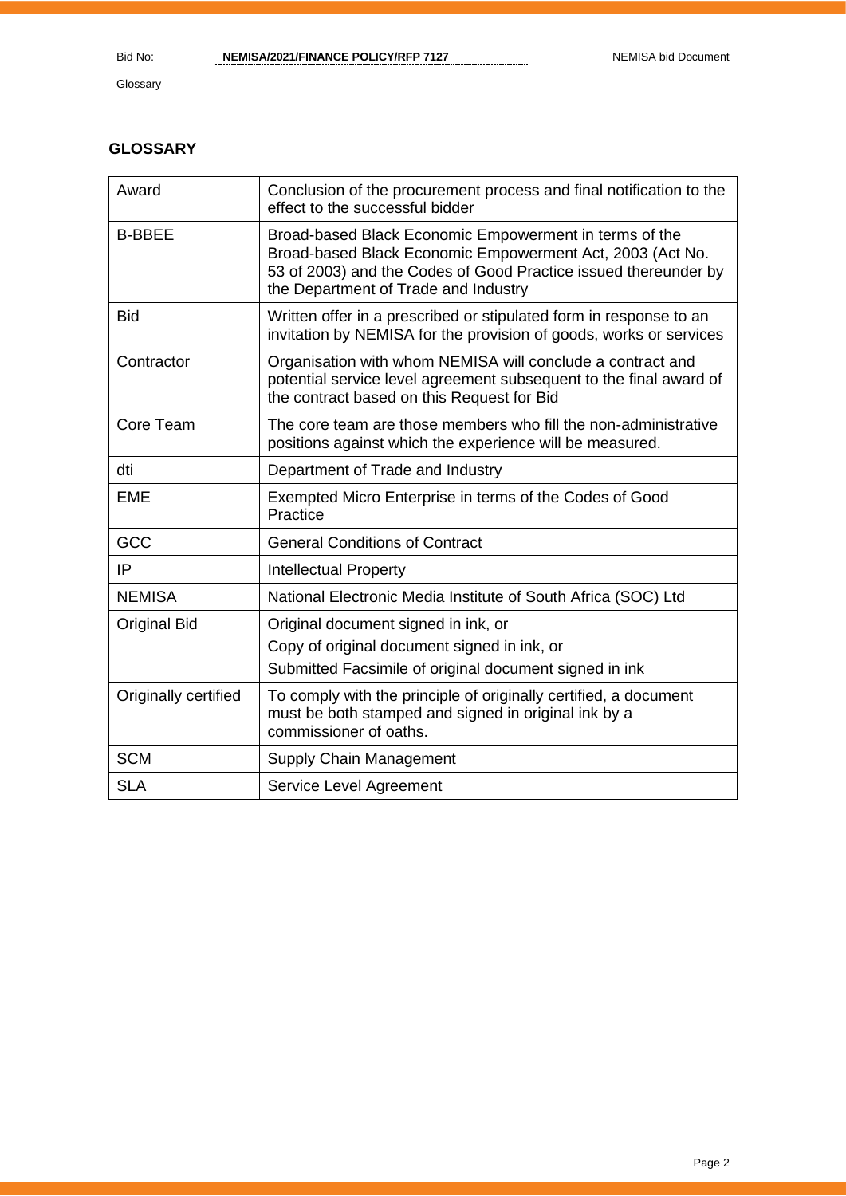## GLOSSARY

| | |
|---|---|
| Award | Conclusion of the procurement process and final notification to the effect to the successful bidder |
| B-BBEE | Broad-based Black Economic Empowerment in terms of the Broad-based Black Economic Empowerment Act, 2003 (Act No. 53 of 2003) and the Codes of Good Practice issued thereunder by the Department of Trade and Industry |
| Bid | Written offer in a prescribed or stipulated form in response to an invitation by NEMISA for the provision of goods, works or services |
| Contractor | Organisation with whom NEMISA will conclude a contract and potential service level agreement subsequent to the final award of the contract based on this Request for Bid |
| Core Team | The core team are those members who fill the non-administrative positions against which the experience will be measured. |
| dti | Department of Trade and Industry |
| EME | Exempted Micro Enterprise in terms of the Codes of Good Practice |
| GCC | General Conditions of Contract |
| IP | Intellectual Property |
| NEMISA | National Electronic Media Institute of South Africa (SOC) Ltd |
| Original Bid | Original document signed in ink, or<br>Copy of original document signed in ink, or<br>Submitted Facsimile of original document signed in ink |
| Originally certified | To comply with the principle of originally certified, a document must be both stamped and signed in original ink by a commissioner of oaths. |
| SCM | Supply Chain Management |
| SLA | Service Level Agreement |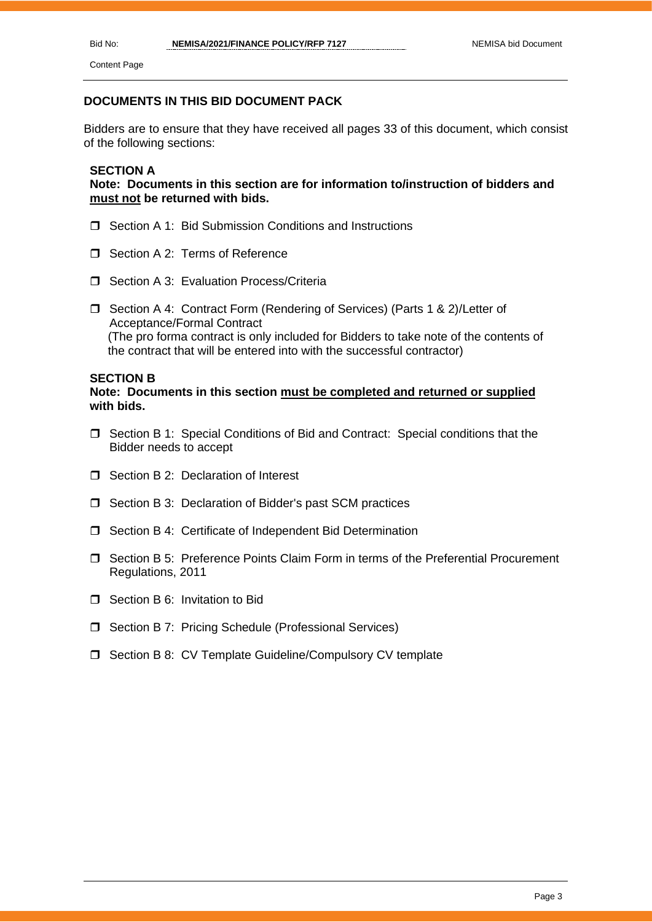## DOCUMENTS IN THIS BID DOCUMENT PACK

Bidders are to ensure that they have received all pages 33 of this document, which consist of the following sections:

### SECTION A

**Note: Documents in this section are for information to/instruction of bidders and <u>must not</u> be returned with bids.**

- ❒ Section A 1: Bid Submission Conditions and Instructions
- ❒ Section A 2: Terms of Reference
- ❒ Section A 3: Evaluation Process/Criteria
- ❒ Section A 4: Contract Form (Rendering of Services) (Parts 1 & 2)/Letter of Acceptance/Formal Contract
  (The pro forma contract is only included for Bidders to take note of the contents of the contract that will be entered into with the successful contractor)

### SECTION B

**Note: Documents in this section <u>must be completed and returned or supplied</u> with bids.**

- ❒ Section B 1: Special Conditions of Bid and Contract: Special conditions that the Bidder needs to accept
- ❒ Section B 2: Declaration of Interest
- ❒ Section B 3: Declaration of Bidder's past SCM practices
- ❒ Section B 4: Certificate of Independent Bid Determination
- ❒ Section B 5: Preference Points Claim Form in terms of the Preferential Procurement Regulations, 2011
- ❒ Section B 6: Invitation to Bid
- ❒ Section B 7: Pricing Schedule (Professional Services)
- ❒ Section B 8: CV Template Guideline/Compulsory CV template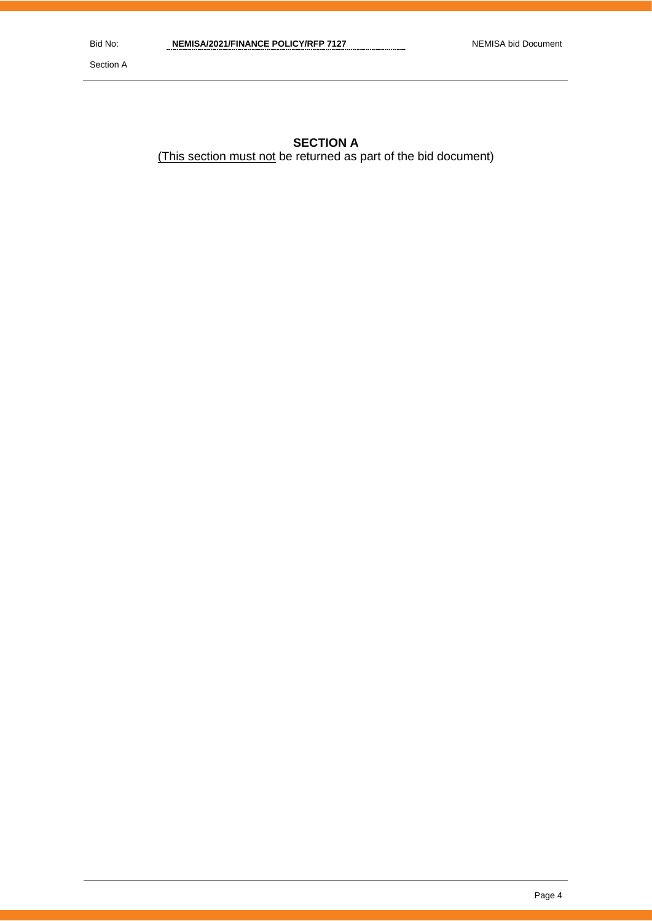**SECTION A**

<u>(This section must not</u> be returned as part of the bid document)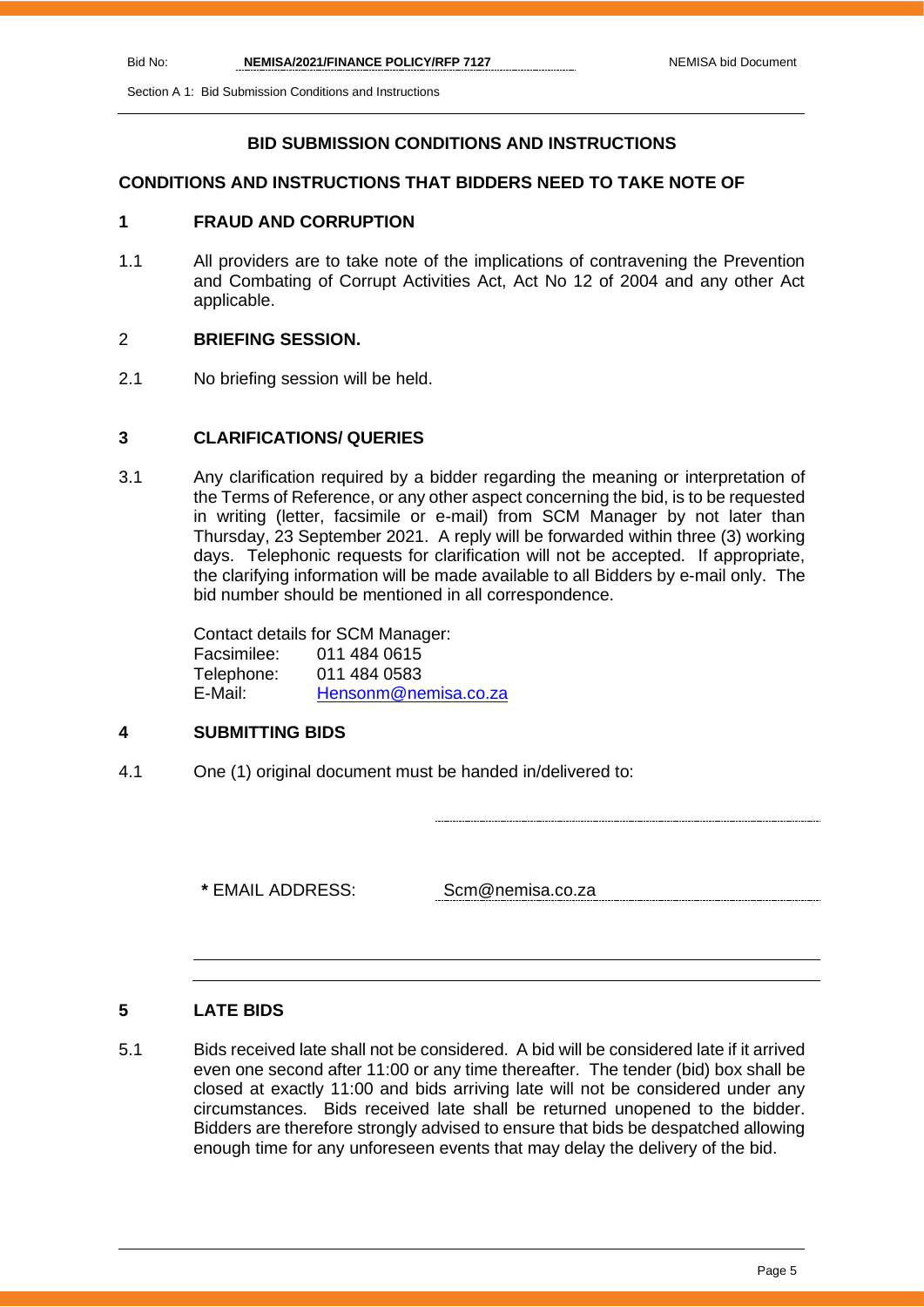## BID SUBMISSION CONDITIONS AND INSTRUCTIONS

### CONDITIONS AND INSTRUCTIONS THAT BIDDERS NEED TO TAKE NOTE OF

### 1 FRAUD AND CORRUPTION

1.1 All providers are to take note of the implications of contravening the Prevention and Combating of Corrupt Activities Act, Act No 12 of 2004 and any other Act applicable.

### 2 BRIEFING SESSION.

2.1 No briefing session will be held.

### 3 CLARIFICATIONS/ QUERIES

3.1 Any clarification required by a bidder regarding the meaning or interpretation of the Terms of Reference, or any other aspect concerning the bid, is to be requested in writing (letter, facsimile or e-mail) from SCM Manager by not later than Thursday, 23 September 2021. A reply will be forwarded within three (3) working days. Telephonic requests for clarification will not be accepted. If appropriate, the clarifying information will be made available to all Bidders by e-mail only. The bid number should be mentioned in all correspondence.

Contact details for SCM Manager:
Facsimilee: 011 484 0615
Telephone: 011 484 0583
E-Mail: Hensonm@nemisa.co.za

### 4 SUBMITTING BIDS

4.1 One (1) original document must be handed in/delivered to:

**\*** EMAIL ADDRESS: Scm@nemisa.co.za

### 5 LATE BIDS

5.1 Bids received late shall not be considered. A bid will be considered late if it arrived even one second after 11:00 or any time thereafter. The tender (bid) box shall be closed at exactly 11:00 and bids arriving late will not be considered under any circumstances. Bids received late shall be returned unopened to the bidder. Bidders are therefore strongly advised to ensure that bids be despatched allowing enough time for any unforeseen events that may delay the delivery of the bid.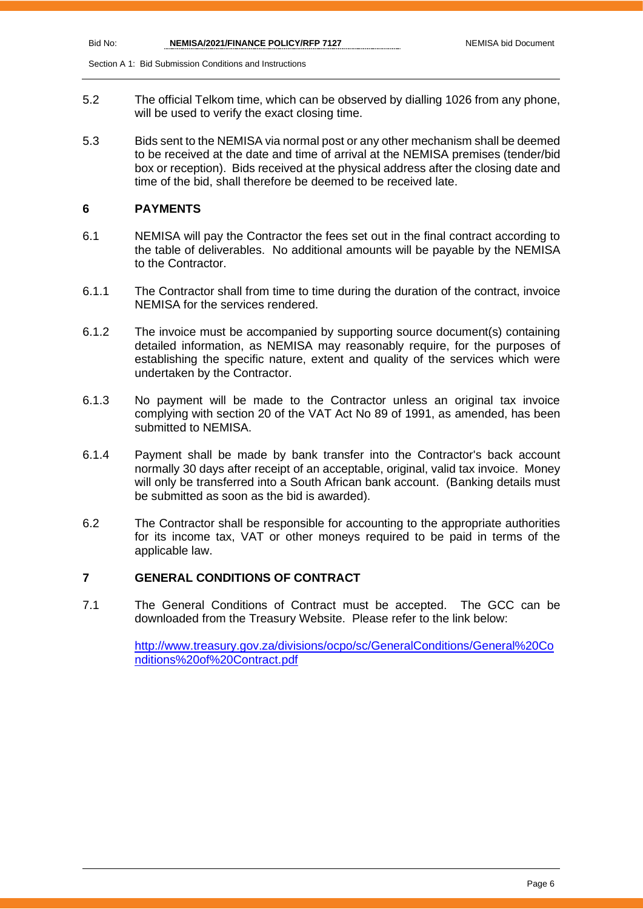5.2 The official Telkom time, which can be observed by dialling 1026 from any phone, will be used to verify the exact closing time.

5.3 Bids sent to the NEMISA via normal post or any other mechanism shall be deemed to be received at the date and time of arrival at the NEMISA premises (tender/bid box or reception). Bids received at the physical address after the closing date and time of the bid, shall therefore be deemed to be received late.

## 6 PAYMENTS

6.1 NEMISA will pay the Contractor the fees set out in the final contract according to the table of deliverables. No additional amounts will be payable by the NEMISA to the Contractor.

6.1.1 The Contractor shall from time to time during the duration of the contract, invoice NEMISA for the services rendered.

6.1.2 The invoice must be accompanied by supporting source document(s) containing detailed information, as NEMISA may reasonably require, for the purposes of establishing the specific nature, extent and quality of the services which were undertaken by the Contractor.

6.1.3 No payment will be made to the Contractor unless an original tax invoice complying with section 20 of the VAT Act No 89 of 1991, as amended, has been submitted to NEMISA.

6.1.4 Payment shall be made by bank transfer into the Contractor's back account normally 30 days after receipt of an acceptable, original, valid tax invoice. Money will only be transferred into a South African bank account. (Banking details must be submitted as soon as the bid is awarded).

6.2 The Contractor shall be responsible for accounting to the appropriate authorities for its income tax, VAT or other moneys required to be paid in terms of the applicable law.

## 7 GENERAL CONDITIONS OF CONTRACT

7.1 The General Conditions of Contract must be accepted. The GCC can be downloaded from the Treasury Website. Please refer to the link below:

http://www.treasury.gov.za/divisions/ocpo/sc/GeneralConditions/General%20Conditions%20of%20Contract.pdf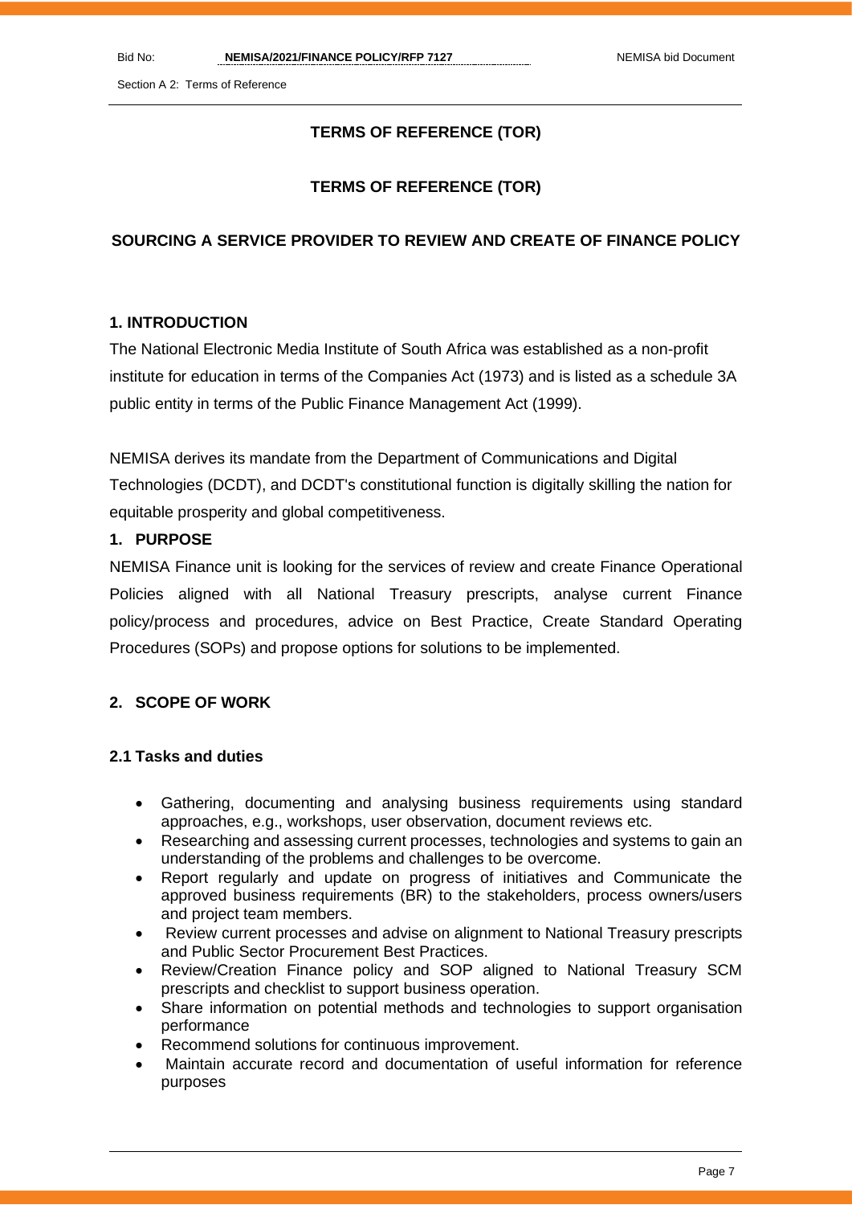# TERMS OF REFERENCE (TOR)

# TERMS OF REFERENCE (TOR)

## SOURCING A SERVICE PROVIDER TO REVIEW AND CREATE OF FINANCE POLICY

### 1. INTRODUCTION

The National Electronic Media Institute of South Africa was established as a non-profit institute for education in terms of the Companies Act (1973) and is listed as a schedule 3A public entity in terms of the Public Finance Management Act (1999).

NEMISA derives its mandate from the Department of Communications and Digital Technologies (DCDT), and DCDT's constitutional function is digitally skilling the nation for equitable prosperity and global competitiveness.

### 1. PURPOSE

NEMISA Finance unit is looking for the services of review and create Finance Operational Policies aligned with all National Treasury prescripts, analyse current Finance policy/process and procedures, advice on Best Practice, Create Standard Operating Procedures (SOPs) and propose options for solutions to be implemented.

### 2. SCOPE OF WORK

#### 2.1 Tasks and duties

- Gathering, documenting and analysing business requirements using standard approaches, e.g., workshops, user observation, document reviews etc.
- Researching and assessing current processes, technologies and systems to gain an understanding of the problems and challenges to be overcome.
- Report regularly and update on progress of initiatives and Communicate the approved business requirements (BR) to the stakeholders, process owners/users and project team members.
- Review current processes and advise on alignment to National Treasury prescripts and Public Sector Procurement Best Practices.
- Review/Creation Finance policy and SOP aligned to National Treasury SCM prescripts and checklist to support business operation.
- Share information on potential methods and technologies to support organisation performance
- Recommend solutions for continuous improvement.
- Maintain accurate record and documentation of useful information for reference purposes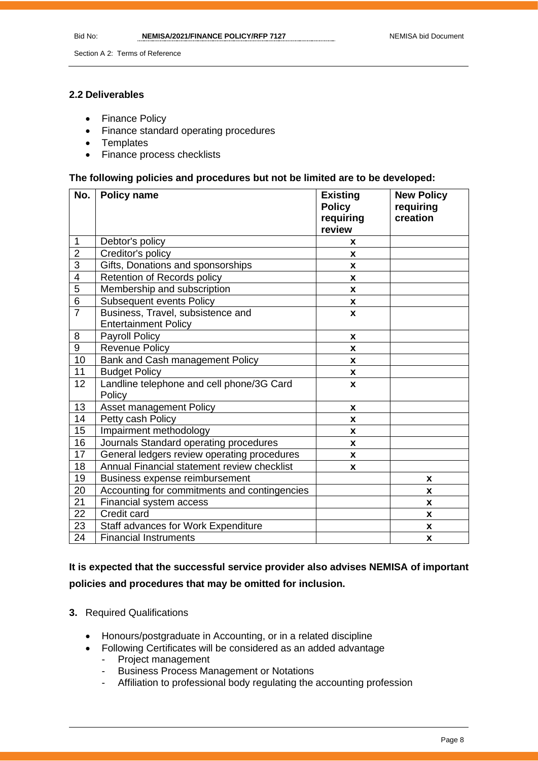### 2.2 Deliverables

- Finance Policy
- Finance standard operating procedures
- Templates
- Finance process checklists

**The following policies and procedures but not be limited are to be developed:**

| No. | Policy name | Existing Policy requiring review | New Policy requiring creation |
|---|---|---|---|
| 1 | Debtor's policy | x | |
| 2 | Creditor's policy | x | |
| 3 | Gifts, Donations and sponsorships | x | |
| 4 | Retention of Records policy | x | |
| 5 | Membership and subscription | x | |
| 6 | Subsequent events Policy | x | |
| 7 | Business, Travel, subsistence and Entertainment Policy | x | |
| 8 | Payroll Policy | x | |
| 9 | Revenue Policy | x | |
| 10 | Bank and Cash management Policy | x | |
| 11 | Budget Policy | x | |
| 12 | Landline telephone and cell phone/3G Card Policy | x | |
| 13 | Asset management Policy | x | |
| 14 | Petty cash Policy | x | |
| 15 | Impairment methodology | x | |
| 16 | Journals Standard operating procedures | x | |
| 17 | General ledgers review operating procedures | x | |
| 18 | Annual Financial statement review checklist | x | |
| 19 | Business expense reimbursement | | x |
| 20 | Accounting for commitments and contingencies | | x |
| 21 | Financial system access | | x |
| 22 | Credit card | | x |
| 23 | Staff advances for Work Expenditure | | x |
| 24 | Financial Instruments | | x |

**It is expected that the successful service provider also advises NEMISA of important policies and procedures that may be omitted for inclusion.**

**3.** Required Qualifications

- Honours/postgraduate in Accounting, or in a related discipline
- Following Certificates will be considered as an added advantage
  - Project management
  - Business Process Management or Notations
  - Affiliation to professional body regulating the accounting profession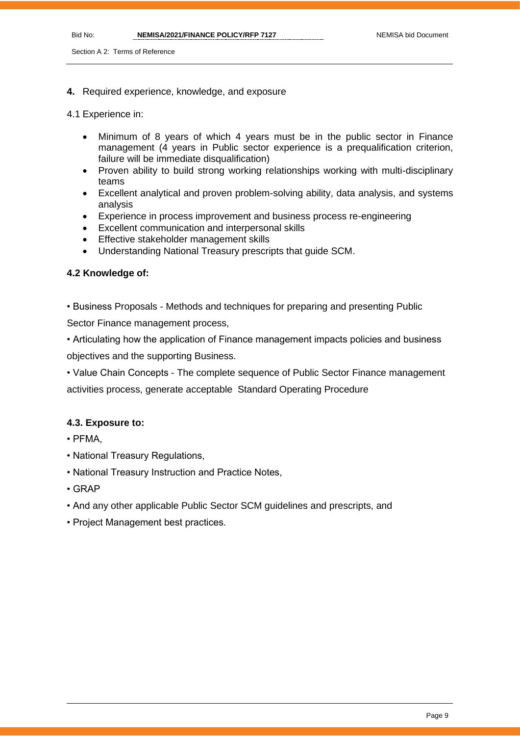**4.** Required experience, knowledge, and exposure

4.1 Experience in:

- Minimum of 8 years of which 4 years must be in the public sector in Finance management (4 years in Public sector experience is a prequalification criterion, failure will be immediate disqualification)
- Proven ability to build strong working relationships working with multi-disciplinary teams
- Excellent analytical and proven problem-solving ability, data analysis, and systems analysis
- Experience in process improvement and business process re-engineering
- Excellent communication and interpersonal skills
- Effective stakeholder management skills
- Understanding National Treasury prescripts that guide SCM.

**4.2 Knowledge of:**

• Business Proposals - Methods and techniques for preparing and presenting Public Sector Finance management process,

• Articulating how the application of Finance management impacts policies and business objectives and the supporting Business.

• Value Chain Concepts - The complete sequence of Public Sector Finance management activities process, generate acceptable Standard Operating Procedure

**4.3. Exposure to:**

• PFMA,

• National Treasury Regulations,

• National Treasury Instruction and Practice Notes,

• GRAP

• And any other applicable Public Sector SCM guidelines and prescripts, and

• Project Management best practices.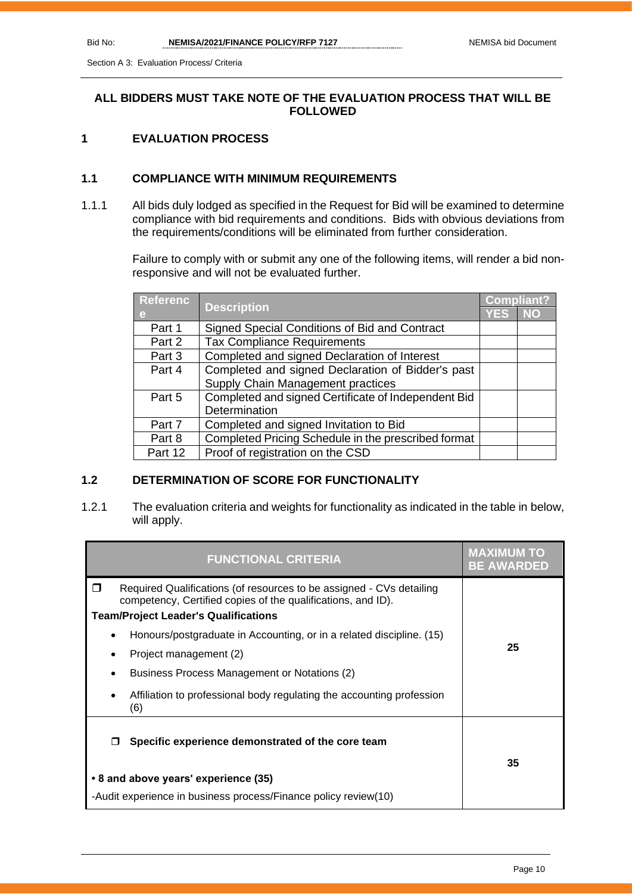Section A 3: Evaluation Process/ Criteria

**ALL BIDDERS MUST TAKE NOTE OF THE EVALUATION PROCESS THAT WILL BE FOLLOWED**

## 1 EVALUATION PROCESS

### 1.1 COMPLIANCE WITH MINIMUM REQUIREMENTS

1.1.1 All bids duly lodged as specified in the Request for Bid will be examined to determine compliance with bid requirements and conditions. Bids with obvious deviations from the requirements/conditions will be eliminated from further consideration.

Failure to comply with or submit any one of the following items, will render a bid non-responsive and will not be evaluated further.

| Reference | Description | Compliant? | |
|---|---|---|---|
| | | YES | NO |
| Part 1 | Signed Special Conditions of Bid and Contract | | |
| Part 2 | Tax Compliance Requirements | | |
| Part 3 | Completed and signed Declaration of Interest | | |
| Part 4 | Completed and signed Declaration of Bidder's past Supply Chain Management practices | | |
| Part 5 | Completed and signed Certificate of Independent Bid Determination | | |
| Part 7 | Completed and signed Invitation to Bid | | |
| Part 8 | Completed Pricing Schedule in the prescribed format | | |
| Part 12 | Proof of registration on the CSD | | |

### 1.2 DETERMINATION OF SCORE FOR FUNCTIONALITY

1.2.1 The evaluation criteria and weights for functionality as indicated in the table in below, will apply.

| FUNCTIONAL CRITERIA | MAXIMUM TO BE AWARDED |
|---|---|
| ❐ Required Qualifications (of resources to be assigned - CVs detailing competency, Certified copies of the qualifications, and ID).<br>**Team/Project Leader's Qualifications**<br>• Honours/postgraduate in Accounting, or in a related discipline. (15)<br>• Project management (2)<br>• Business Process Management or Notations (2)<br>• Affiliation to professional body regulating the accounting profession (6) | 25 |
| ❐ **Specific experience demonstrated of the core team**<br>**• 8 and above years' experience (35)**<br>-Audit experience in business process/Finance policy review(10) | 35 |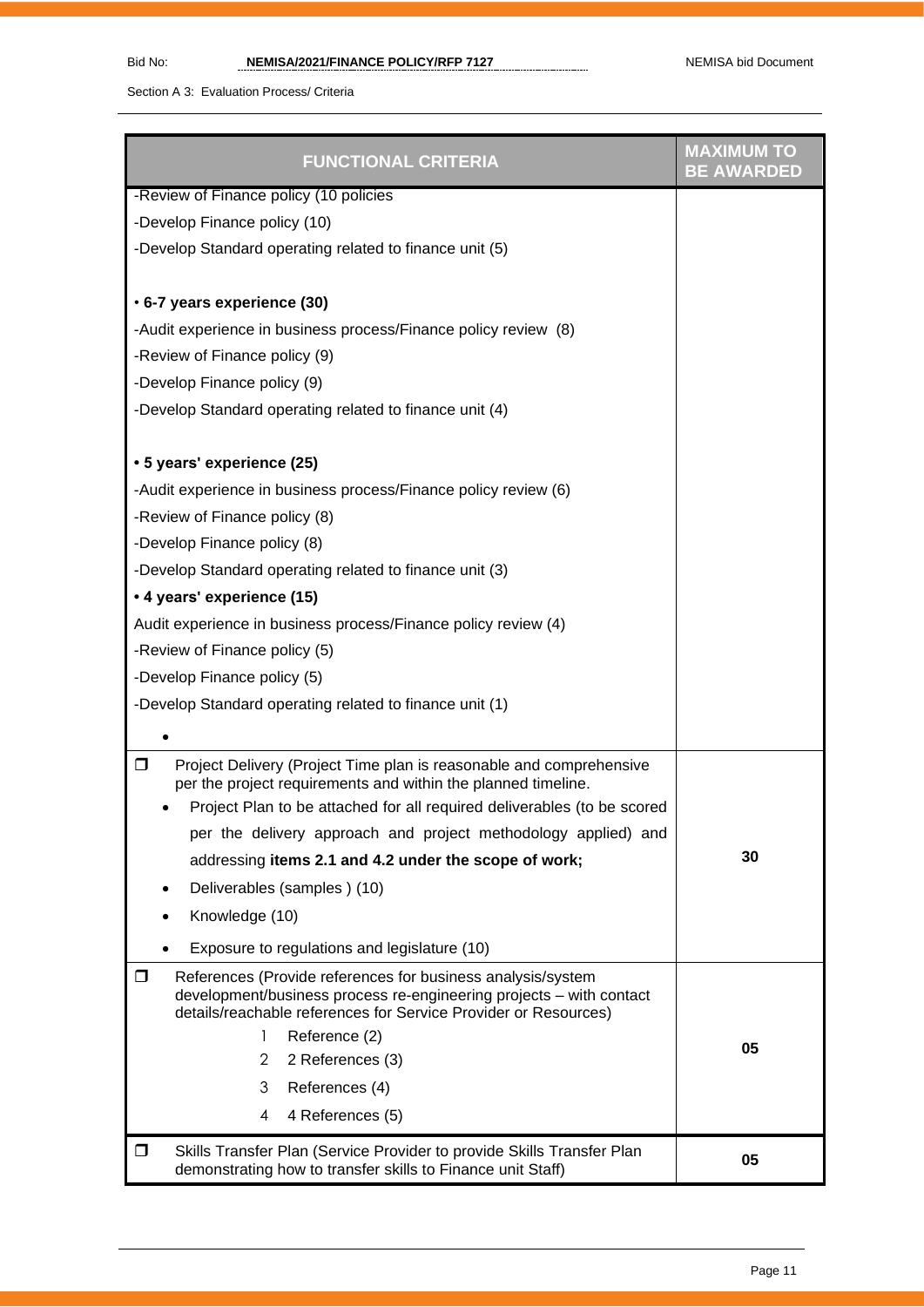Section A 3: Evaluation Process/ Criteria

| FUNCTIONAL CRITERIA | MAXIMUM TO BE AWARDED |
| --- | --- |
| -Review of Finance policy (10 policies<br>-Develop Finance policy (10)<br>-Develop Standard operating related to finance unit (5)<br><br>• **6-7 years experience (30)**<br>-Audit experience in business process/Finance policy review (8)<br>-Review of Finance policy (9)<br>-Develop Finance policy (9)<br>-Develop Standard operating related to finance unit (4)<br><br>**• 5 years' experience (25)**<br>-Audit experience in business process/Finance policy review (6)<br>-Review of Finance policy (8)<br>-Develop Finance policy (8)<br>-Develop Standard operating related to finance unit (3)<br>**• 4 years' experience (15)**<br>Audit experience in business process/Finance policy review (4)<br>-Review of Finance policy (5)<br>-Develop Finance policy (5)<br>-Develop Standard operating related to finance unit (1)<br>• | |
| ❒ Project Delivery (Project Time plan is reasonable and comprehensive per the project requirements and within the planned timeline.<br>• Project Plan to be attached for all required deliverables (to be scored per the delivery approach and project methodology applied) and addressing **items 2.1 and 4.2 under the scope of work;**<br>• Deliverables (samples ) (10)<br>• Knowledge (10)<br>• Exposure to regulations and legislature (10) | 30 |
| ❒ References (Provide references for business analysis/system development/business process re-engineering projects – with contact details/reachable references for Service Provider or Resources)<br>1 Reference (2)<br>2 2 References (3)<br>3 References (4)<br>4 4 References (5) | 05 |
| ❒ Skills Transfer Plan (Service Provider to provide Skills Transfer Plan demonstrating how to transfer skills to Finance unit Staff) | 05 |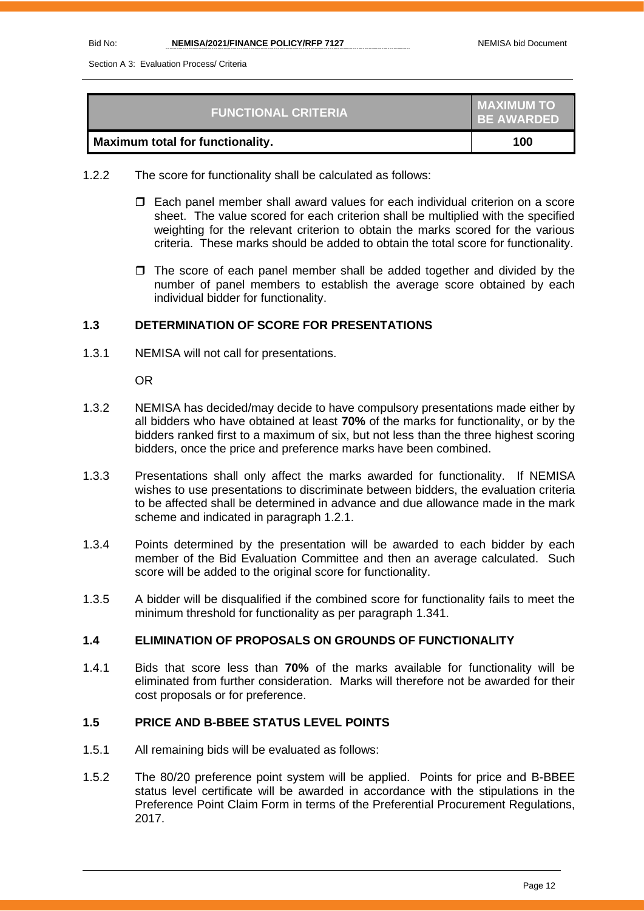| FUNCTIONAL CRITERIA | MAXIMUM TO BE AWARDED |
|---|---|
| **Maximum total for functionality.** | **100** |

1.2.2 The score for functionality shall be calculated as follows:

- Each panel member shall award values for each individual criterion on a score sheet. The value scored for each criterion shall be multiplied with the specified weighting for the relevant criterion to obtain the marks scored for the various criteria. These marks should be added to obtain the total score for functionality.
- The score of each panel member shall be added together and divided by the number of panel members to establish the average score obtained by each individual bidder for functionality.

### 1.3 DETERMINATION OF SCORE FOR PRESENTATIONS

1.3.1 NEMISA will not call for presentations.

OR

1.3.2 NEMISA has decided/may decide to have compulsory presentations made either by all bidders who have obtained at least **70%** of the marks for functionality, or by the bidders ranked first to a maximum of six, but not less than the three highest scoring bidders, once the price and preference marks have been combined.

1.3.3 Presentations shall only affect the marks awarded for functionality. If NEMISA wishes to use presentations to discriminate between bidders, the evaluation criteria to be affected shall be determined in advance and due allowance made in the mark scheme and indicated in paragraph 1.2.1.

1.3.4 Points determined by the presentation will be awarded to each bidder by each member of the Bid Evaluation Committee and then an average calculated. Such score will be added to the original score for functionality.

1.3.5 A bidder will be disqualified if the combined score for functionality fails to meet the minimum threshold for functionality as per paragraph 1.341.

### 1.4 ELIMINATION OF PROPOSALS ON GROUNDS OF FUNCTIONALITY

1.4.1 Bids that score less than **70%** of the marks available for functionality will be eliminated from further consideration. Marks will therefore not be awarded for their cost proposals or for preference.

### 1.5 PRICE AND B-BBEE STATUS LEVEL POINTS

1.5.1 All remaining bids will be evaluated as follows:

1.5.2 The 80/20 preference point system will be applied. Points for price and B-BBEE status level certificate will be awarded in accordance with the stipulations in the Preference Point Claim Form in terms of the Preferential Procurement Regulations, 2017.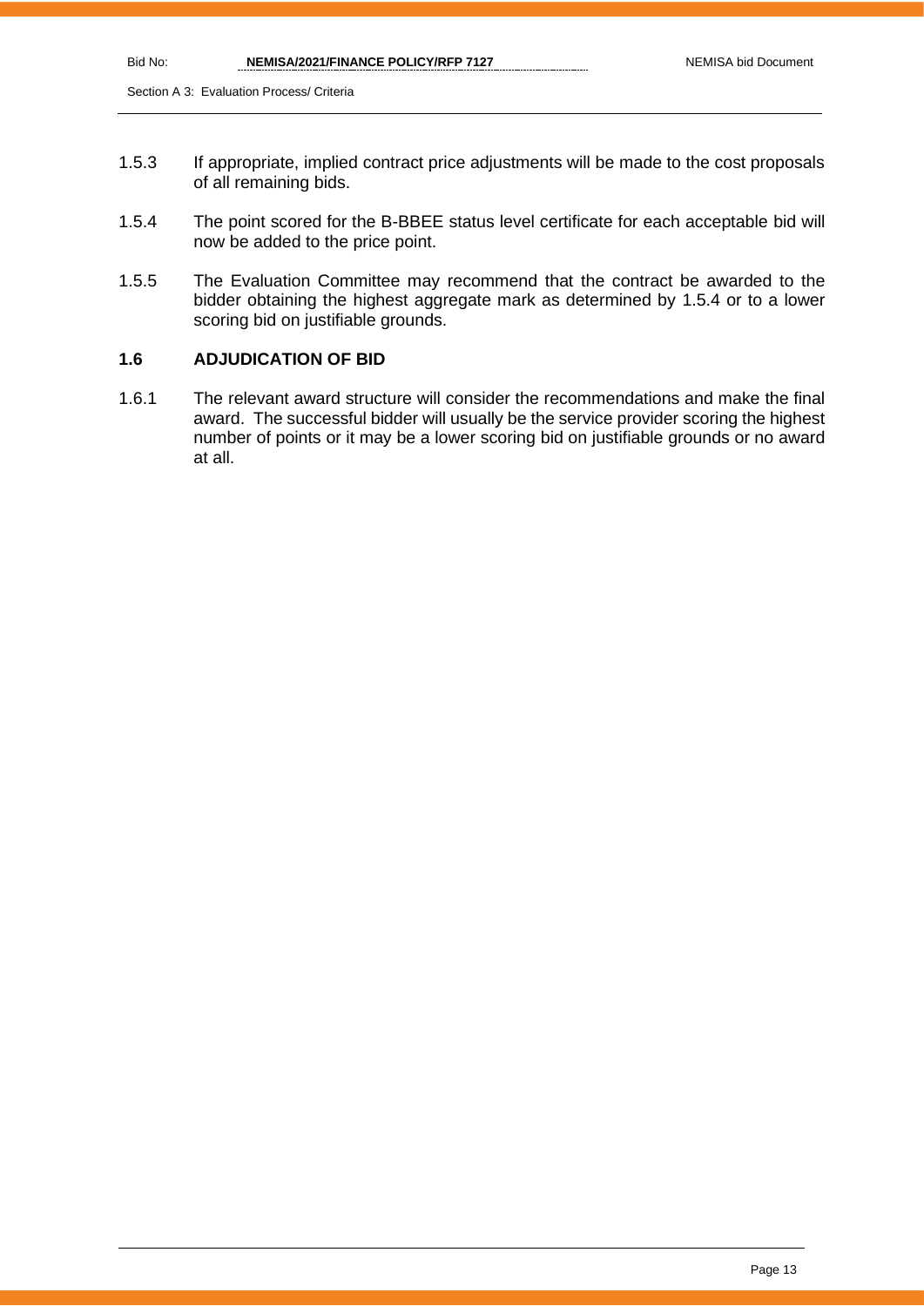1.5.3 If appropriate, implied contract price adjustments will be made to the cost proposals of all remaining bids.

1.5.4 The point scored for the B-BBEE status level certificate for each acceptable bid will now be added to the price point.

1.5.5 The Evaluation Committee may recommend that the contract be awarded to the bidder obtaining the highest aggregate mark as determined by 1.5.4 or to a lower scoring bid on justifiable grounds.

### 1.6 ADJUDICATION OF BID

1.6.1 The relevant award structure will consider the recommendations and make the final award. The successful bidder will usually be the service provider scoring the highest number of points or it may be a lower scoring bid on justifiable grounds or no award at all.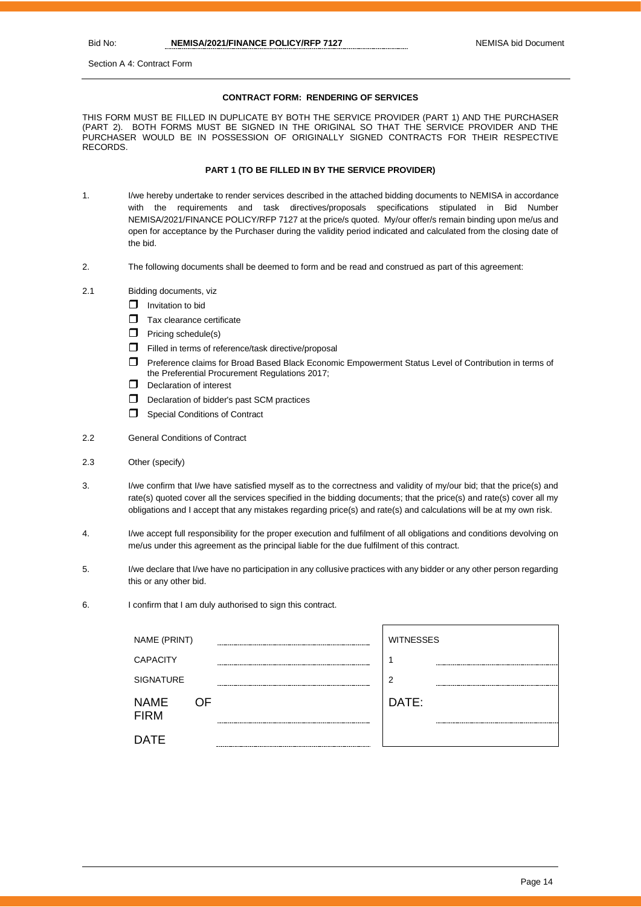Section A 4: Contract Form

**CONTRACT FORM: RENDERING OF SERVICES**

THIS FORM MUST BE FILLED IN DUPLICATE BY BOTH THE SERVICE PROVIDER (PART 1) AND THE PURCHASER (PART 2). BOTH FORMS MUST BE SIGNED IN THE ORIGINAL SO THAT THE SERVICE PROVIDER AND THE PURCHASER WOULD BE IN POSSESSION OF ORIGINALLY SIGNED CONTRACTS FOR THEIR RESPECTIVE RECORDS.

**PART 1 (TO BE FILLED IN BY THE SERVICE PROVIDER)**

1. I/we hereby undertake to render services described in the attached bidding documents to NEMISA in accordance with the requirements and task directives/proposals specifications stipulated in Bid Number NEMISA/2021/FINANCE POLICY/RFP 7127 at the price/s quoted. My/our offer/s remain binding upon me/us and open for acceptance by the Purchaser during the validity period indicated and calculated from the closing date of the bid.

2. The following documents shall be deemed to form and be read and construed as part of this agreement:

2.1 Bidding documents, viz
- ☐ Invitation to bid
- ☐ Tax clearance certificate
- ☐ Pricing schedule(s)
- ☐ Filled in terms of reference/task directive/proposal
- ☐ Preference claims for Broad Based Black Economic Empowerment Status Level of Contribution in terms of the Preferential Procurement Regulations 2017;
- ☐ Declaration of interest
- ☐ Declaration of bidder's past SCM practices
- ☐ Special Conditions of Contract

2.2 General Conditions of Contract

2.3 Other (specify)

3. I/we confirm that I/we have satisfied myself as to the correctness and validity of my/our bid; that the price(s) and rate(s) quoted cover all the services specified in the bidding documents; that the price(s) and rate(s) cover all my obligations and I accept that any mistakes regarding price(s) and rate(s) and calculations will be at my own risk.

4. I/we accept full responsibility for the proper execution and fulfilment of all obligations and conditions devolving on me/us under this agreement as the principal liable for the due fulfilment of this contract.

5. I/we declare that I/we have no participation in any collusive practices with any bidder or any other person regarding this or any other bid.

6. I confirm that I am duly authorised to sign this contract.

| | | WITNESSES | |
|---|---|---|---|
| NAME (PRINT) | ........................................ | 1 | ........................................ |
| CAPACITY | ........................................ | 2 | ........................................ |
| SIGNATURE | ........................................ | DATE: | ........................................ |
| NAME OF FIRM | ........................................ | | |
| DATE | ........................................ | | |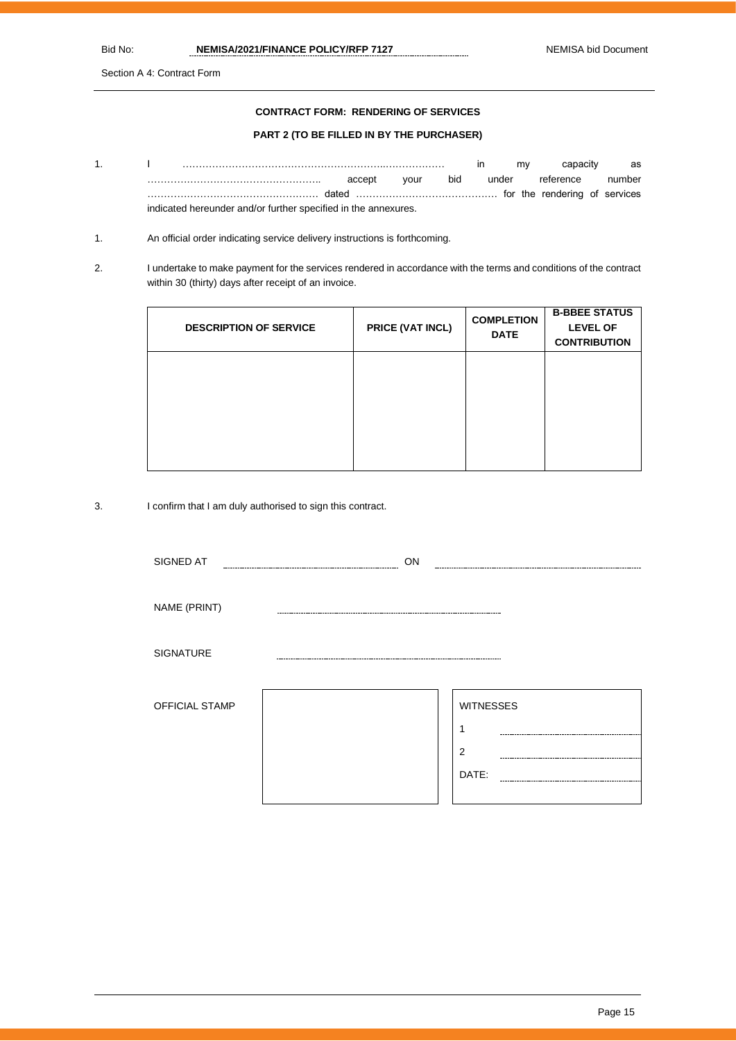Section A 4: Contract Form

**CONTRACT FORM: RENDERING OF SERVICES**

**PART 2 (TO BE FILLED IN BY THE PURCHASER)**

1. I ……………………………………………………..……………… in my capacity as …………………………………………….. accept your bid under reference number …………………………………………… dated …………………………………… for the rendering of services indicated hereunder and/or further specified in the annexures.

1. An official order indicating service delivery instructions is forthcoming.

2. I undertake to make payment for the services rendered in accordance with the terms and conditions of the contract within 30 (thirty) days after receipt of an invoice.

| DESCRIPTION OF SERVICE | PRICE (VAT INCL) | COMPLETION DATE | B-BBEE STATUS LEVEL OF CONTRIBUTION |
|---|---|---|---|
| | | | |

3. I confirm that I am duly authorised to sign this contract.

SIGNED AT ………………………………………… ON ………………………………………………

NAME (PRINT) ……………………………………………………

SIGNATURE ……………………………………………………

OFFICIAL STAMP

WITNESSES

1 ……………………………………

2 ……………………………………

DATE: ……………………………………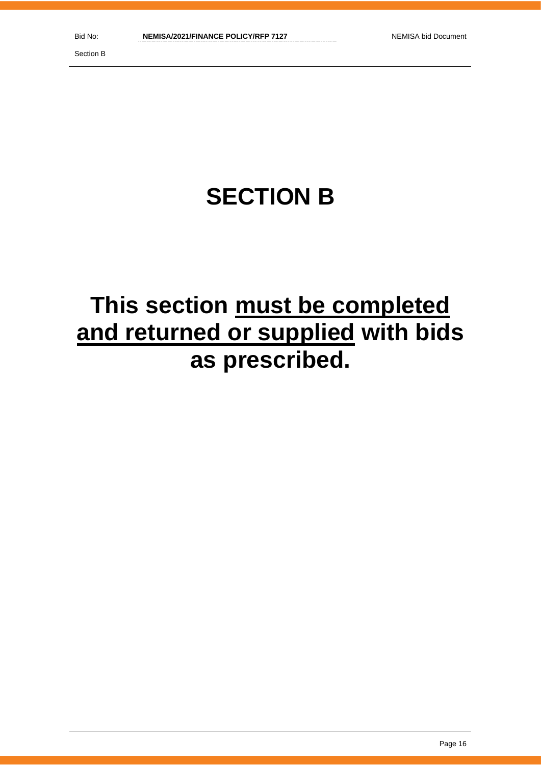# SECTION B

**This section <u>must be completed and returned or supplied</u> with bids as prescribed.**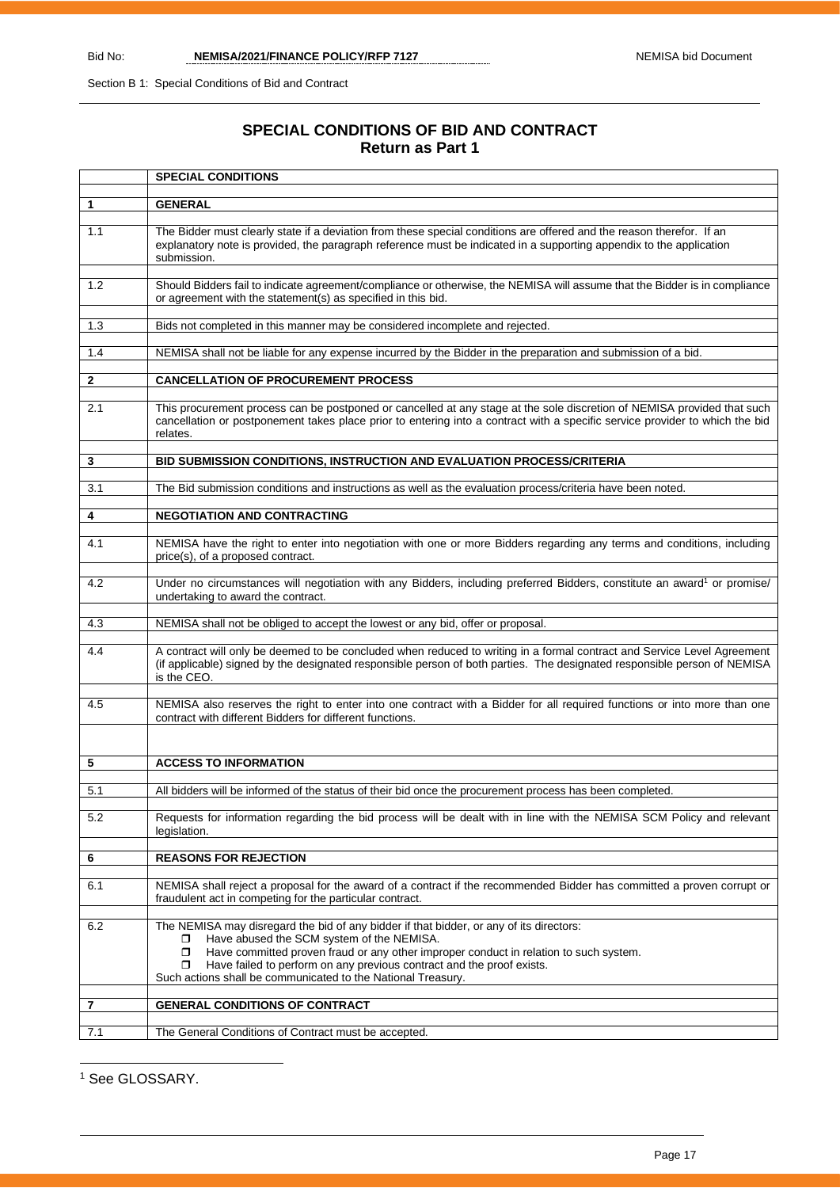Section B 1: Special Conditions of Bid and Contract

# SPECIAL CONDITIONS OF BID AND CONTRACT

## Return as Part 1

| | **SPECIAL CONDITIONS** |
|---|---|
| **1** | **GENERAL** |
| 1.1 | The Bidder must clearly state if a deviation from these special conditions are offered and the reason therefor. If an explanatory note is provided, the paragraph reference must be indicated in a supporting appendix to the application submission. |
| 1.2 | Should Bidders fail to indicate agreement/compliance or otherwise, the NEMISA will assume that the Bidder is in compliance or agreement with the statement(s) as specified in this bid. |
| 1.3 | Bids not completed in this manner may be considered incomplete and rejected. |
| 1.4 | NEMISA shall not be liable for any expense incurred by the Bidder in the preparation and submission of a bid. |
| **2** | **CANCELLATION OF PROCUREMENT PROCESS** |
| 2.1 | This procurement process can be postponed or cancelled at any stage at the sole discretion of NEMISA provided that such cancellation or postponement takes place prior to entering into a contract with a specific service provider to which the bid relates. |
| **3** | **BID SUBMISSION CONDITIONS, INSTRUCTION AND EVALUATION PROCESS/CRITERIA** |
| 3.1 | The Bid submission conditions and instructions as well as the evaluation process/criteria have been noted. |
| **4** | **NEGOTIATION AND CONTRACTING** |
| 4.1 | NEMISA have the right to enter into negotiation with one or more Bidders regarding any terms and conditions, including price(s), of a proposed contract. |
| 4.2 | Under no circumstances will negotiation with any Bidders, including preferred Bidders, constitute an award[1] or promise/ undertaking to award the contract. |
| 4.3 | NEMISA shall not be obliged to accept the lowest or any bid, offer or proposal. |
| 4.4 | A contract will only be deemed to be concluded when reduced to writing in a formal contract and Service Level Agreement (if applicable) signed by the designated responsible person of both parties. The designated responsible person of NEMISA is the CEO. |
| 4.5 | NEMISA also reserves the right to enter into one contract with a Bidder for all required functions or into more than one contract with different Bidders for different functions. |
| **5** | **ACCESS TO INFORMATION** |
| 5.1 | All bidders will be informed of the status of their bid once the procurement process has been completed. |
| 5.2 | Requests for information regarding the bid process will be dealt with in line with the NEMISA SCM Policy and relevant legislation. |
| **6** | **REASONS FOR REJECTION** |
| 6.1 | NEMISA shall reject a proposal for the award of a contract if the recommended Bidder has committed a proven corrupt or fraudulent act in competing for the particular contract. |
| 6.2 | The NEMISA may disregard the bid of any bidder if that bidder, or any of its directors:<br>❒ Have abused the SCM system of the NEMISA.<br>❒ Have committed proven fraud or any other improper conduct in relation to such system.<br>❒ Have failed to perform on any previous contract and the proof exists.<br>Such actions shall be communicated to the National Treasury. |
| **7** | **GENERAL CONDITIONS OF CONTRACT** |
| 7.1 | The General Conditions of Contract must be accepted. |

[1] See GLOSSARY.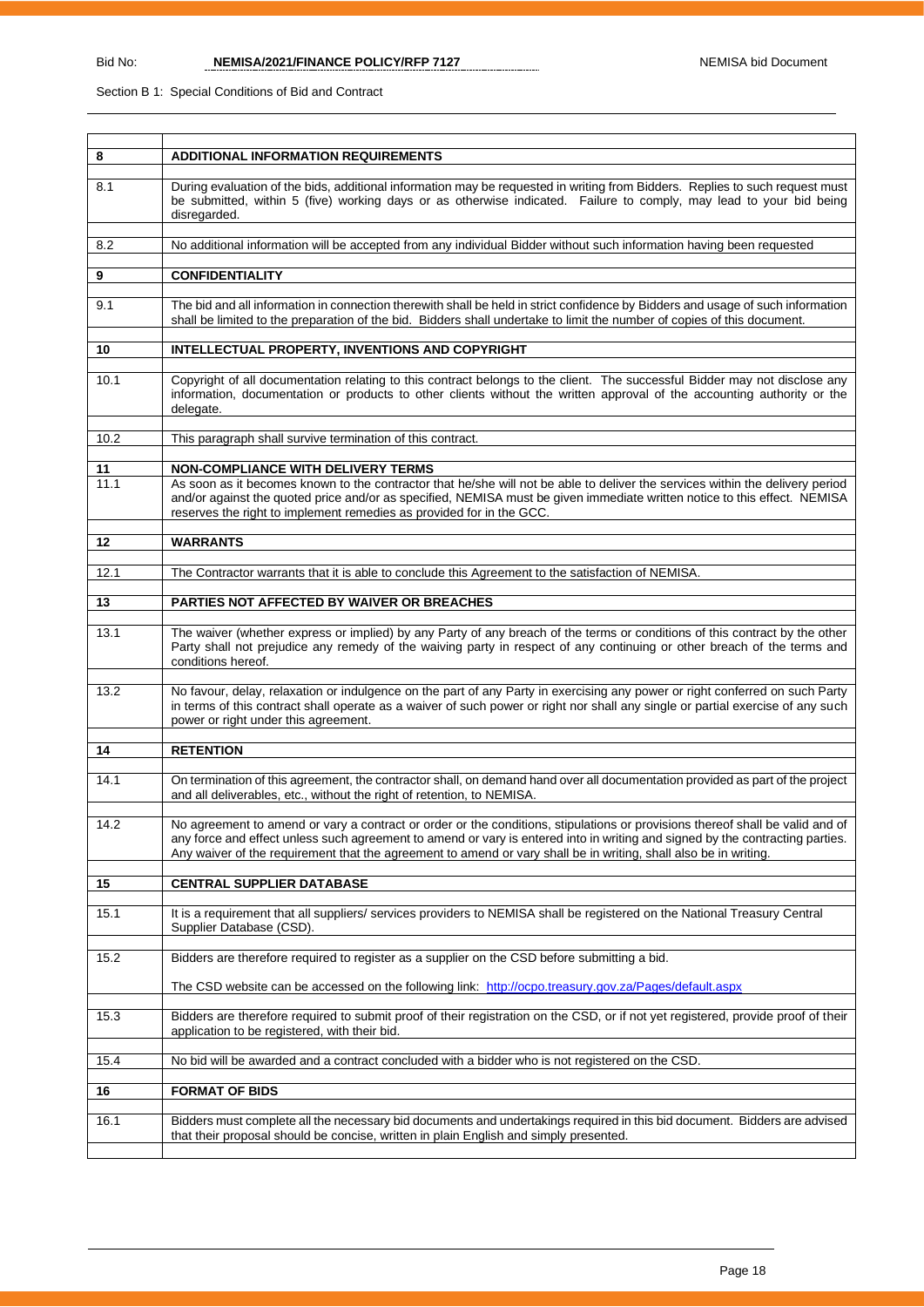Section B 1: Special Conditions of Bid and Contract

| | |
|---|---|
| **8** | **ADDITIONAL INFORMATION REQUIREMENTS** |
| 8.1 | During evaluation of the bids, additional information may be requested in writing from Bidders. Replies to such request must be submitted, within 5 (five) working days or as otherwise indicated. Failure to comply, may lead to your bid being disregarded. |
| 8.2 | No additional information will be accepted from any individual Bidder without such information having been requested |
| **9** | **CONFIDENTIALITY** |
| 9.1 | The bid and all information in connection therewith shall be held in strict confidence by Bidders and usage of such information shall be limited to the preparation of the bid. Bidders shall undertake to limit the number of copies of this document. |
| **10** | **INTELLECTUAL PROPERTY, INVENTIONS AND COPYRIGHT** |
| 10.1 | Copyright of all documentation relating to this contract belongs to the client. The successful Bidder may not disclose any information, documentation or products to other clients without the written approval of the accounting authority or the delegate. |
| 10.2 | This paragraph shall survive termination of this contract. |
| **11** | **NON-COMPLIANCE WITH DELIVERY TERMS** |
| 11.1 | As soon as it becomes known to the contractor that he/she will not be able to deliver the services within the delivery period and/or against the quoted price and/or as specified, NEMISA must be given immediate written notice to this effect. NEMISA reserves the right to implement remedies as provided for in the GCC. |
| **12** | **WARRANTS** |
| 12.1 | The Contractor warrants that it is able to conclude this Agreement to the satisfaction of NEMISA. |
| **13** | **PARTIES NOT AFFECTED BY WAIVER OR BREACHES** |
| 13.1 | The waiver (whether express or implied) by any Party of any breach of the terms or conditions of this contract by the other Party shall not prejudice any remedy of the waiving party in respect of any continuing or other breach of the terms and conditions hereof. |
| 13.2 | No favour, delay, relaxation or indulgence on the part of any Party in exercising any power or right conferred on such Party in terms of this contract shall operate as a waiver of such power or right nor shall any single or partial exercise of any such power or right under this agreement. |
| **14** | **RETENTION** |
| 14.1 | On termination of this agreement, the contractor shall, on demand hand over all documentation provided as part of the project and all deliverables, etc., without the right of retention, to NEMISA. |
| 14.2 | No agreement to amend or vary a contract or order or the conditions, stipulations or provisions thereof shall be valid and of any force and effect unless such agreement to amend or vary is entered into in writing and signed by the contracting parties. Any waiver of the requirement that the agreement to amend or vary shall be in writing, shall also be in writing. |
| **15** | **CENTRAL SUPPLIER DATABASE** |
| 15.1 | It is a requirement that all suppliers/ services providers to NEMISA shall be registered on the National Treasury Central Supplier Database (CSD). |
| 15.2 | Bidders are therefore required to register as a supplier on the CSD before submitting a bid.<br><br>The CSD website can be accessed on the following link: http://ocpo.treasury.gov.za/Pages/default.aspx |
| 15.3 | Bidders are therefore required to submit proof of their registration on the CSD, or if not yet registered, provide proof of their application to be registered, with their bid. |
| 15.4 | No bid will be awarded and a contract concluded with a bidder who is not registered on the CSD. |
| **16** | **FORMAT OF BIDS** |
| 16.1 | Bidders must complete all the necessary bid documents and undertakings required in this bid document. Bidders are advised that their proposal should be concise, written in plain English and simply presented. |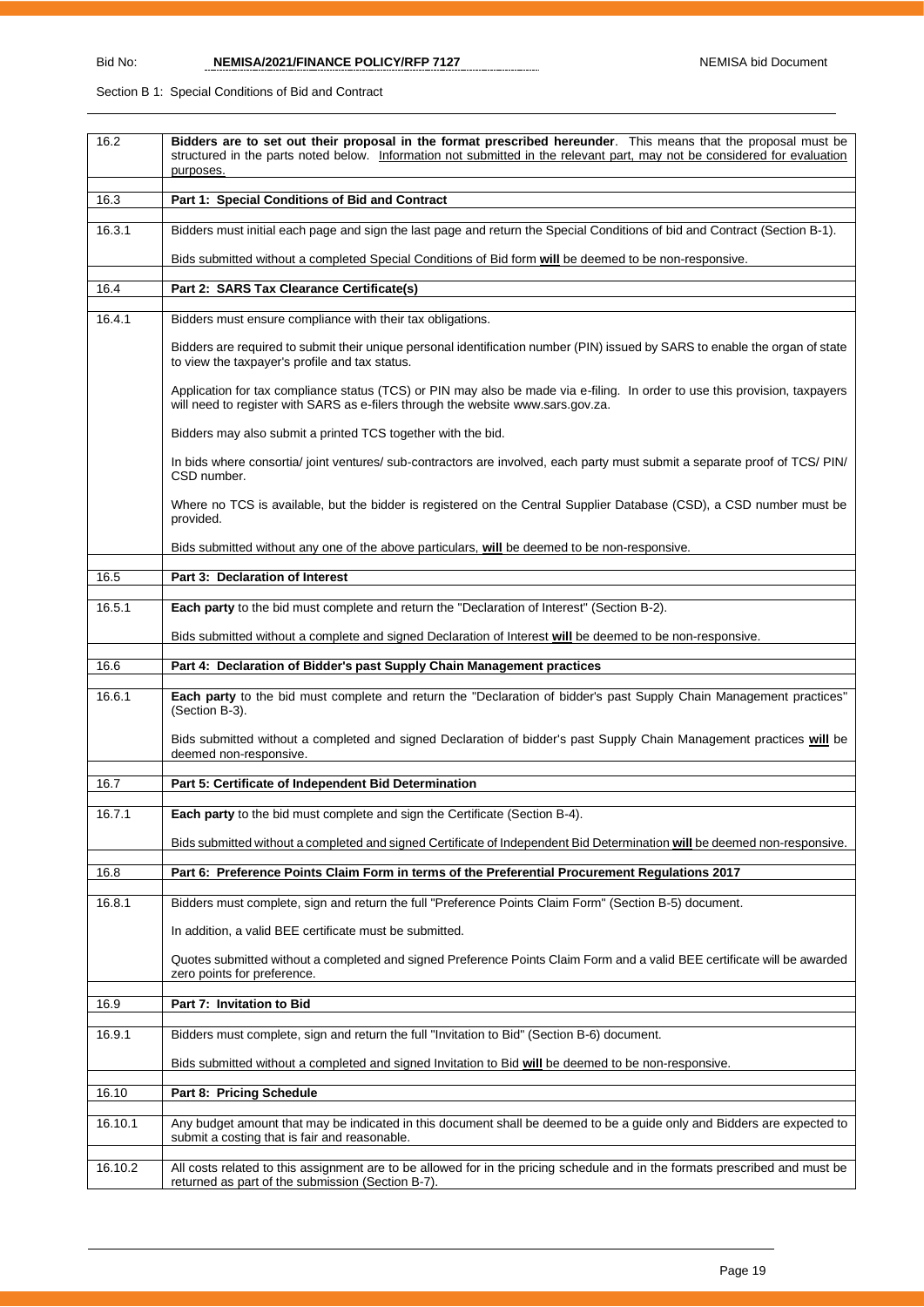Section B 1: Special Conditions of Bid and Contract

| | |
|---|---|
| 16.2 | **Bidders are to set out their proposal in the format prescribed hereunder**. This means that the proposal must be structured in the parts noted below. Information not submitted in the relevant part, may not be considered for evaluation purposes. |
| 16.3 | **Part 1: Special Conditions of Bid and Contract** |
| 16.3.1 | Bidders must initial each page and sign the last page and return the Special Conditions of bid and Contract (Section B-1).<br><br>Bids submitted without a completed Special Conditions of Bid form **will** be deemed to be non-responsive. |
| 16.4 | **Part 2: SARS Tax Clearance Certificate(s)** |
| 16.4.1 | Bidders must ensure compliance with their tax obligations.<br><br>Bidders are required to submit their unique personal identification number (PIN) issued by SARS to enable the organ of state to view the taxpayer's profile and tax status.<br><br>Application for tax compliance status (TCS) or PIN may also be made via e-filing. In order to use this provision, taxpayers will need to register with SARS as e-filers through the website www.sars.gov.za.<br><br>Bidders may also submit a printed TCS together with the bid.<br><br>In bids where consortia/ joint ventures/ sub-contractors are involved, each party must submit a separate proof of TCS/ PIN/ CSD number.<br><br>Where no TCS is available, but the bidder is registered on the Central Supplier Database (CSD), a CSD number must be provided.<br><br>Bids submitted without any one of the above particulars, **will** be deemed to be non-responsive. |
| 16.5 | **Part 3: Declaration of Interest** |
| 16.5.1 | **Each party** to the bid must complete and return the "Declaration of Interest" (Section B-2).<br><br>Bids submitted without a complete and signed Declaration of Interest **will** be deemed to be non-responsive. |
| 16.6 | **Part 4: Declaration of Bidder's past Supply Chain Management practices** |
| 16.6.1 | **Each party** to the bid must complete and return the "Declaration of bidder's past Supply Chain Management practices" (Section B-3).<br><br>Bids submitted without a completed and signed Declaration of bidder's past Supply Chain Management practices **will** be deemed non-responsive. |
| 16.7 | **Part 5: Certificate of Independent Bid Determination** |
| 16.7.1 | **Each party** to the bid must complete and sign the Certificate (Section B-4).<br><br>Bids submitted without a completed and signed Certificate of Independent Bid Determination **will** be deemed non-responsive. |
| 16.8 | **Part 6: Preference Points Claim Form in terms of the Preferential Procurement Regulations 2017** |
| 16.8.1 | Bidders must complete, sign and return the full "Preference Points Claim Form" (Section B-5) document.<br><br>In addition, a valid BEE certificate must be submitted.<br><br>Quotes submitted without a completed and signed Preference Points Claim Form and a valid BEE certificate will be awarded zero points for preference. |
| 16.9 | **Part 7: Invitation to Bid** |
| 16.9.1 | Bidders must complete, sign and return the full "Invitation to Bid" (Section B-6) document.<br><br>Bids submitted without a completed and signed Invitation to Bid **will** be deemed to be non-responsive. |
| 16.10 | **Part 8: Pricing Schedule** |
| 16.10.1 | Any budget amount that may be indicated in this document shall be deemed to be a guide only and Bidders are expected to submit a costing that is fair and reasonable. |
| 16.10.2 | All costs related to this assignment are to be allowed for in the pricing schedule and in the formats prescribed and must be returned as part of the submission (Section B-7). |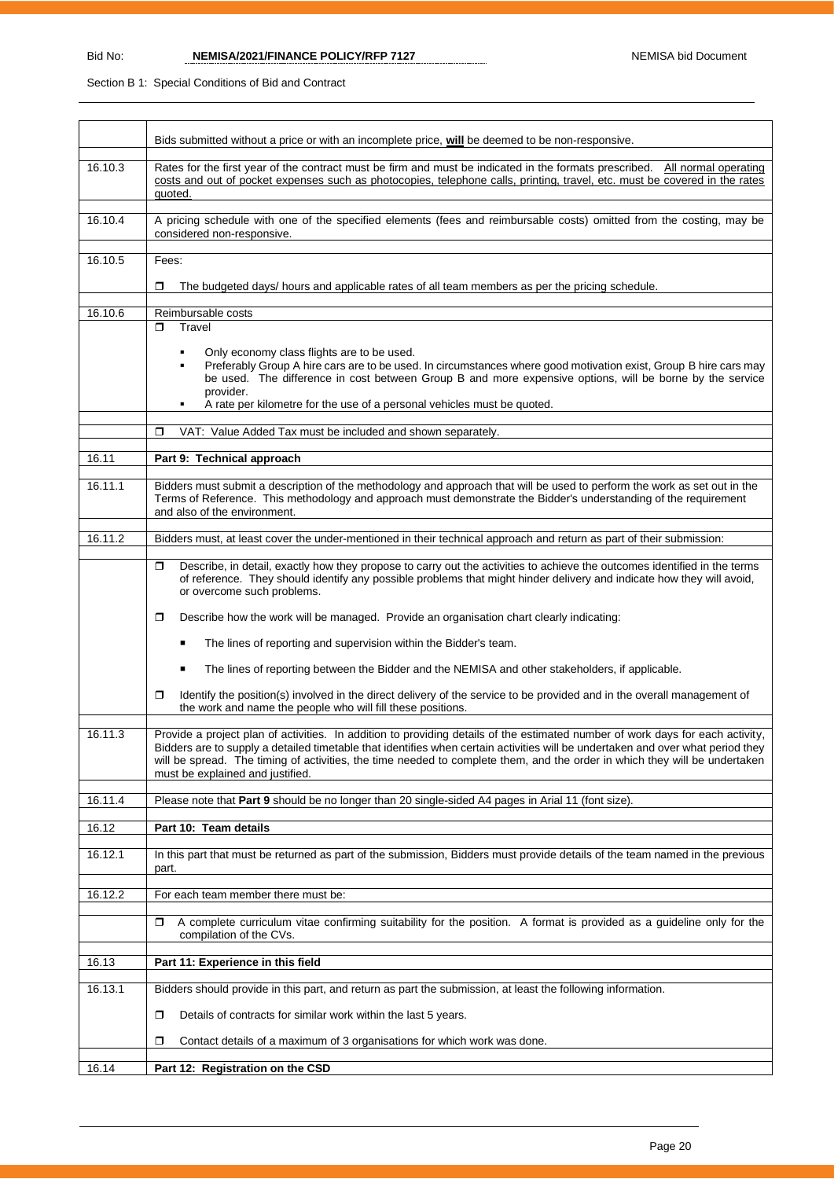Section B 1: Special Conditions of Bid and Contract

| | |
|---|---|
| | Bids submitted without a price or with an incomplete price, **will** be deemed to be non-responsive. |
| 16.10.3 | Rates for the first year of the contract must be firm and must be indicated in the formats prescribed. All normal operating costs and out of pocket expenses such as photocopies, telephone calls, printing, travel, etc. must be covered in the rates quoted. |
| 16.10.4 | A pricing schedule with one of the specified elements (fees and reimbursable costs) omitted from the costing, may be considered non-responsive. |
| 16.10.5 | Fees:<br>❒ The budgeted days/ hours and applicable rates of all team members as per the pricing schedule. |
| 16.10.6 | Reimbursable costs |
| | ❒ Travel<br>▪ Only economy class flights are to be used.<br>▪ Preferably Group A hire cars are to be used. In circumstances where good motivation exist, Group B hire cars may be used. The difference in cost between Group B and more expensive options, will be borne by the service provider.<br>▪ A rate per kilometre for the use of a personal vehicles must be quoted. |
| | ❒ VAT: Value Added Tax must be included and shown separately. |
| 16.11 | **Part 9: Technical approach** |
| 16.11.1 | Bidders must submit a description of the methodology and approach that will be used to perform the work as set out in the Terms of Reference. This methodology and approach must demonstrate the Bidder's understanding of the requirement and also of the environment. |
| 16.11.2 | Bidders must, at least cover the under-mentioned in their technical approach and return as part of their submission: |
| | ❒ Describe, in detail, exactly how they propose to carry out the activities to achieve the outcomes identified in the terms of reference. They should identify any possible problems that might hinder delivery and indicate how they will avoid, or overcome such problems.<br>❒ Describe how the work will be managed. Provide an organisation chart clearly indicating:<br>▪ The lines of reporting and supervision within the Bidder's team.<br>▪ The lines of reporting between the Bidder and the NEMISA and other stakeholders, if applicable.<br>❒ Identify the position(s) involved in the direct delivery of the service to be provided and in the overall management of the work and name the people who will fill these positions. |
| 16.11.3 | Provide a project plan of activities. In addition to providing details of the estimated number of work days for each activity, Bidders are to supply a detailed timetable that identifies when certain activities will be undertaken and over what period they will be spread. The timing of activities, the time needed to complete them, and the order in which they will be undertaken must be explained and justified. |
| 16.11.4 | Please note that **Part 9** should be no longer than 20 single-sided A4 pages in Arial 11 (font size). |
| 16.12 | **Part 10: Team details** |
| 16.12.1 | In this part that must be returned as part of the submission, Bidders must provide details of the team named in the previous part. |
| 16.12.2 | For each team member there must be: |
| | ❒ A complete curriculum vitae confirming suitability for the position. A format is provided as a guideline only for the compilation of the CVs. |
| 16.13 | **Part 11: Experience in this field** |
| 16.13.1 | Bidders should provide in this part, and return as part the submission, at least the following information.<br>❒ Details of contracts for similar work within the last 5 years.<br>❒ Contact details of a maximum of 3 organisations for which work was done. |
| 16.14 | **Part 12: Registration on the CSD** |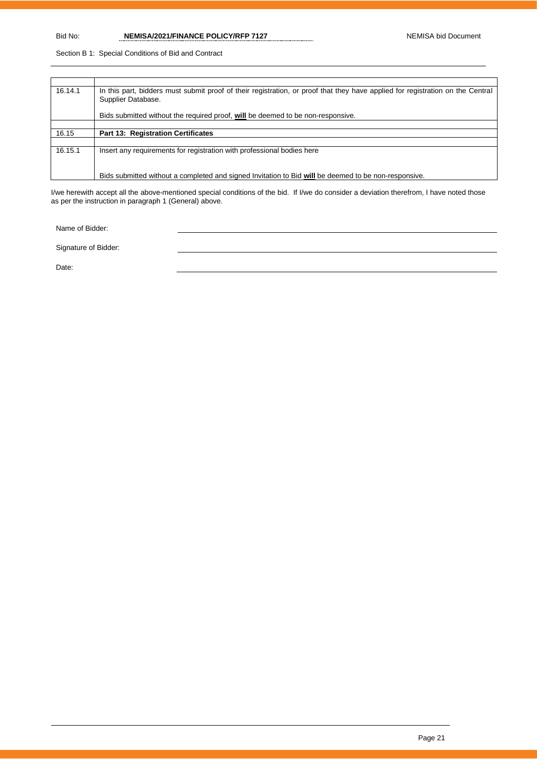Section B 1: Special Conditions of Bid and Contract

| | |
|---|---|
| 16.14.1 | In this part, bidders must submit proof of their registration, or proof that they have applied for registration on the Central Supplier Database.<br><br>Bids submitted without the required proof, **will** be deemed to be non-responsive. |
| | |
| 16.15 | **Part 13: Registration Certificates** |
| | |
| 16.15.1 | Insert any requirements for registration with professional bodies here<br><br>Bids submitted without a completed and signed Invitation to Bid **will** be deemed to be non-responsive. |

I/we herewith accept all the above-mentioned special conditions of the bid. If I/we do consider a deviation therefrom, I have noted those as per the instruction in paragraph 1 (General) above.

Name of Bidder: ______________________________

Signature of Bidder: ______________________________

Date: ______________________________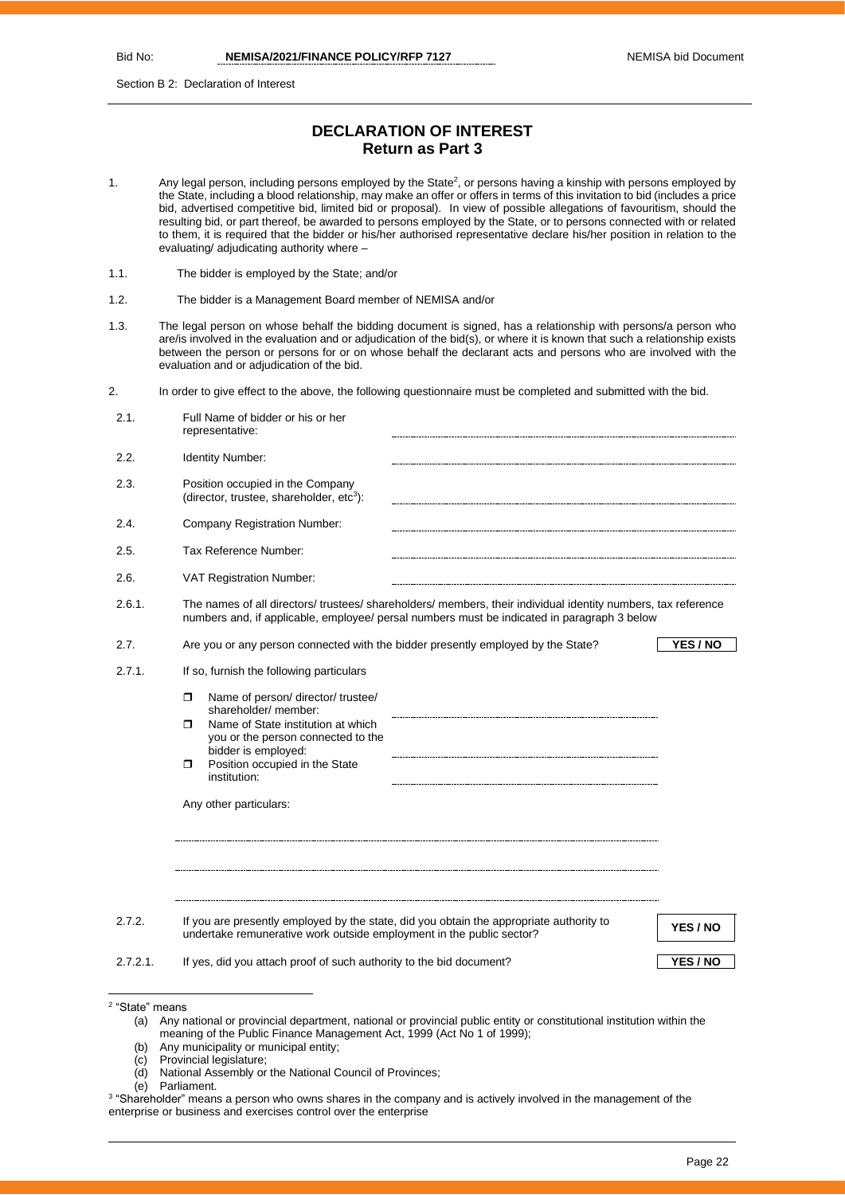Section B 2: Declaration of Interest

## DECLARATION OF INTEREST
### Return as Part 3

1. Any legal person, including persons employed by the State[2], or persons having a kinship with persons employed by the State, including a blood relationship, may make an offer or offers in terms of this invitation to bid (includes a price bid, advertised competitive bid, limited bid or proposal). In view of possible allegations of favouritism, should the resulting bid, or part thereof, be awarded to persons employed by the State, or to persons connected with or related to them, it is required that the bidder or his/her authorised representative declare his/her position in relation to the evaluating/ adjudicating authority where –

1.1. The bidder is employed by the State; and/or

1.2. The bidder is a Management Board member of NEMISA and/or

1.3. The legal person on whose behalf the bidding document is signed, has a relationship with persons/a person who are/is involved in the evaluation and or adjudication of the bid(s), or where it is known that such a relationship exists between the person or persons for or on whose behalf the declarant acts and persons who are involved with the evaluation and or adjudication of the bid.

2. In order to give effect to the above, the following questionnaire must be completed and submitted with the bid.

2.1. Full Name of bidder or his or her representative: ..............................

2.2. Identity Number: ..............................

2.3. Position occupied in the Company (director, trustee, shareholder, etc[3]): ..............................

2.4. Company Registration Number: ..............................

2.5. Tax Reference Number: ..............................

2.6. VAT Registration Number: ..............................

2.6.1. The names of all directors/ trustees/ shareholders/ members, their individual identity numbers, tax reference numbers and, if applicable, employee/ persal numbers must be indicated in paragraph 3 below

2.7. Are you or any person connected with the bidder presently employed by the State? **YES / NO**

2.7.1. If so, furnish the following particulars

- ☐ Name of person/ director/ trustee/ shareholder/ member: ..............................
- ☐ Name of State institution at which you or the person connected to the bidder is employed: ..............................
- ☐ Position occupied in the State institution: ..............................

Any other particulars:

..............................

..............................

..............................

2.7.2. If you are presently employed by the state, did you obtain the appropriate authority to undertake remunerative work outside employment in the public sector? **YES / NO**

2.7.2.1. If yes, did you attach proof of such authority to the bid document? **YES / NO**

---

[2] "State" means
(a) Any national or provincial department, national or provincial public entity or constitutional institution within the meaning of the Public Finance Management Act, 1999 (Act No 1 of 1999);
(b) Any municipality or municipal entity;
(c) Provincial legislature;
(d) National Assembly or the National Council of Provinces;
(e) Parliament.

[3] "Shareholder" means a person who owns shares in the company and is actively involved in the management of the enterprise or business and exercises control over the enterprise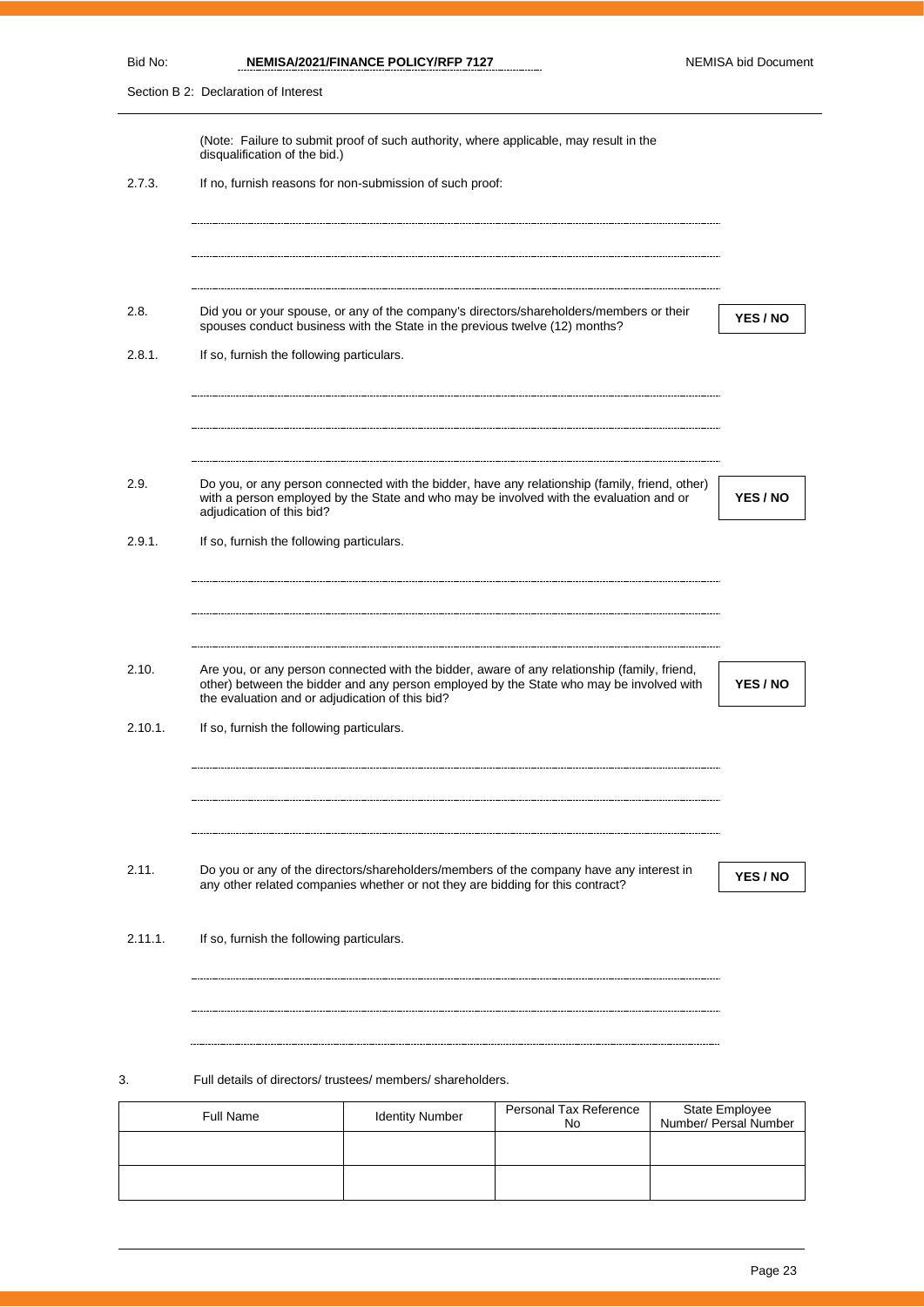(Note: Failure to submit proof of such authority, where applicable, may result in the disqualification of the bid.)

2.7.3. If no, furnish reasons for non-submission of such proof:

..................................................................................................................................

..................................................................................................................................

..................................................................................................................................

2.8. Did you or your spouse, or any of the company's directors/shareholders/members or their spouses conduct business with the State in the previous twelve (12) months? **YES / NO**

2.8.1. If so, furnish the following particulars.

..................................................................................................................................

..................................................................................................................................

..................................................................................................................................

2.9. Do you, or any person connected with the bidder, have any relationship (family, friend, other) with a person employed by the State and who may be involved with the evaluation and or adjudication of this bid? **YES / NO**

2.9.1. If so, furnish the following particulars.

..................................................................................................................................

..................................................................................................................................

..................................................................................................................................

2.10. Are you, or any person connected with the bidder, aware of any relationship (family, friend, other) between the bidder and any person employed by the State who may be involved with the evaluation and or adjudication of this bid? **YES / NO**

2.10.1. If so, furnish the following particulars.

..................................................................................................................................

..................................................................................................................................

..................................................................................................................................

2.11. Do you or any of the directors/shareholders/members of the company have any interest in any other related companies whether or not they are bidding for this contract? **YES / NO**

2.11.1. If so, furnish the following particulars.

..................................................................................................................................

..................................................................................................................................

..................................................................................................................................

3. Full details of directors/ trustees/ members/ shareholders.

| Full Name | Identity Number | Personal Tax Reference No | State Employee Number/ Persal Number |
|---|---|---|---|
| | | | |
| | | | |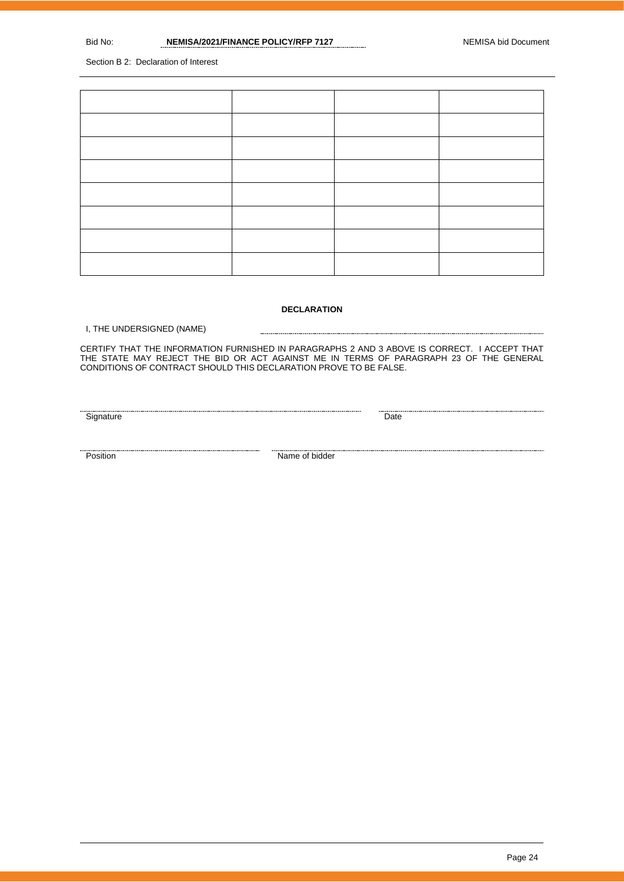| | | | |
|---|---|---|---|
| | | | |
| | | | |
| | | | |
| | | | |
| | | | |
| | | | |
| | | | |

**DECLARATION**

I, THE UNDERSIGNED (NAME) ……………………………………………………………

CERTIFY THAT THE INFORMATION FURNISHED IN PARAGRAPHS 2 AND 3 ABOVE IS CORRECT. I ACCEPT THAT THE STATE MAY REJECT THE BID OR ACT AGAINST ME IN TERMS OF PARAGRAPH 23 OF THE GENERAL CONDITIONS OF CONTRACT SHOULD THIS DECLARATION PROVE TO BE FALSE.

……………………………………………………………
Signature

……………………………………
Date

……………………………………
Position

……………………………………………………………
Name of bidder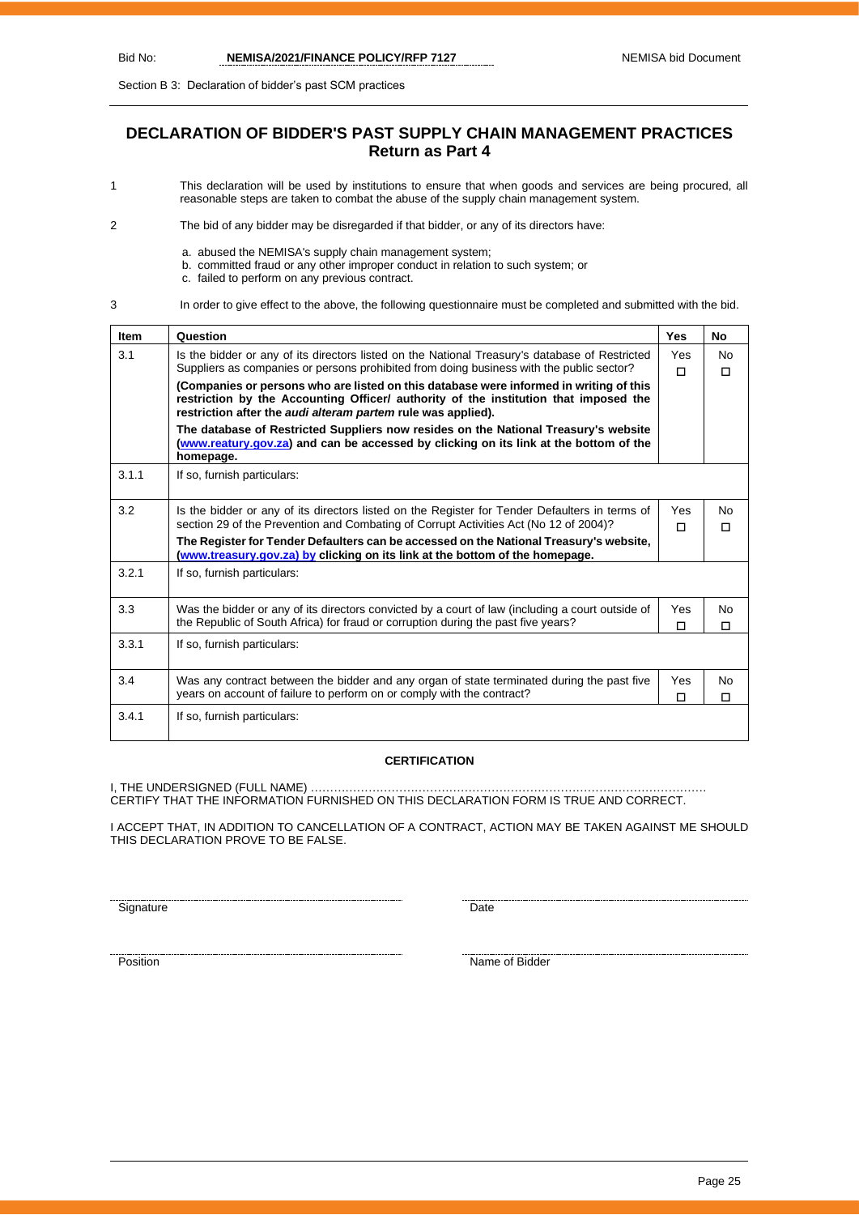Section B 3: Declaration of bidder's past SCM practices

## DECLARATION OF BIDDER'S PAST SUPPLY CHAIN MANAGEMENT PRACTICES
### Return as Part 4

1 This declaration will be used by institutions to ensure that when goods and services are being procured, all reasonable steps are taken to combat the abuse of the supply chain management system.

2 The bid of any bidder may be disregarded if that bidder, or any of its directors have:

a. abused the NEMISA's supply chain management system;
b. committed fraud or any other improper conduct in relation to such system; or
c. failed to perform on any previous contract.

3 In order to give effect to the above, the following questionnaire must be completed and submitted with the bid.

| Item | Question | Yes | No |
|---|---|---|---|
| 3.1 | Is the bidder or any of its directors listed on the National Treasury's database of Restricted Suppliers as companies or persons prohibited from doing business with the public sector?<br>**(Companies or persons who are listed on this database were informed in writing of this restriction by the Accounting Officer/ authority of the institution that imposed the restriction after the *audi alteram partem* rule was applied).**<br>**The database of Restricted Suppliers now resides on the National Treasury's website (www.reatury.gov.za) and can be accessed by clicking on its link at the bottom of the homepage.** | Yes ☐ | No ☐ |
| 3.1.1 | If so, furnish particulars: | | |
| 3.2 | Is the bidder or any of its directors listed on the Register for Tender Defaulters in terms of section 29 of the Prevention and Combating of Corrupt Activities Act (No 12 of 2004)?<br>**The Register for Tender Defaulters can be accessed on the National Treasury's website, (www.treasury.gov.za) by clicking on its link at the bottom of the homepage.** | Yes ☐ | No ☐ |
| 3.2.1 | If so, furnish particulars: | | |
| 3.3 | Was the bidder or any of its directors convicted by a court of law (including a court outside of the Republic of South Africa) for fraud or corruption during the past five years? | Yes ☐ | No ☐ |
| 3.3.1 | If so, furnish particulars: | | |
| 3.4 | Was any contract between the bidder and any organ of state terminated during the past five years on account of failure to perform on or comply with the contract? | Yes ☐ | No ☐ |
| 3.4.1 | If so, furnish particulars: | | |

**CERTIFICATION**

I, THE UNDERSIGNED (FULL NAME) ………………………………………………………………………………………….
CERTIFY THAT THE INFORMATION FURNISHED ON THIS DECLARATION FORM IS TRUE AND CORRECT.

I ACCEPT THAT, IN ADDITION TO CANCELLATION OF A CONTRACT, ACTION MAY BE TAKEN AGAINST ME SHOULD THIS DECLARATION PROVE TO BE FALSE.

Signature ............................................ Date ............................................

Position ............................................ Name of Bidder ............................................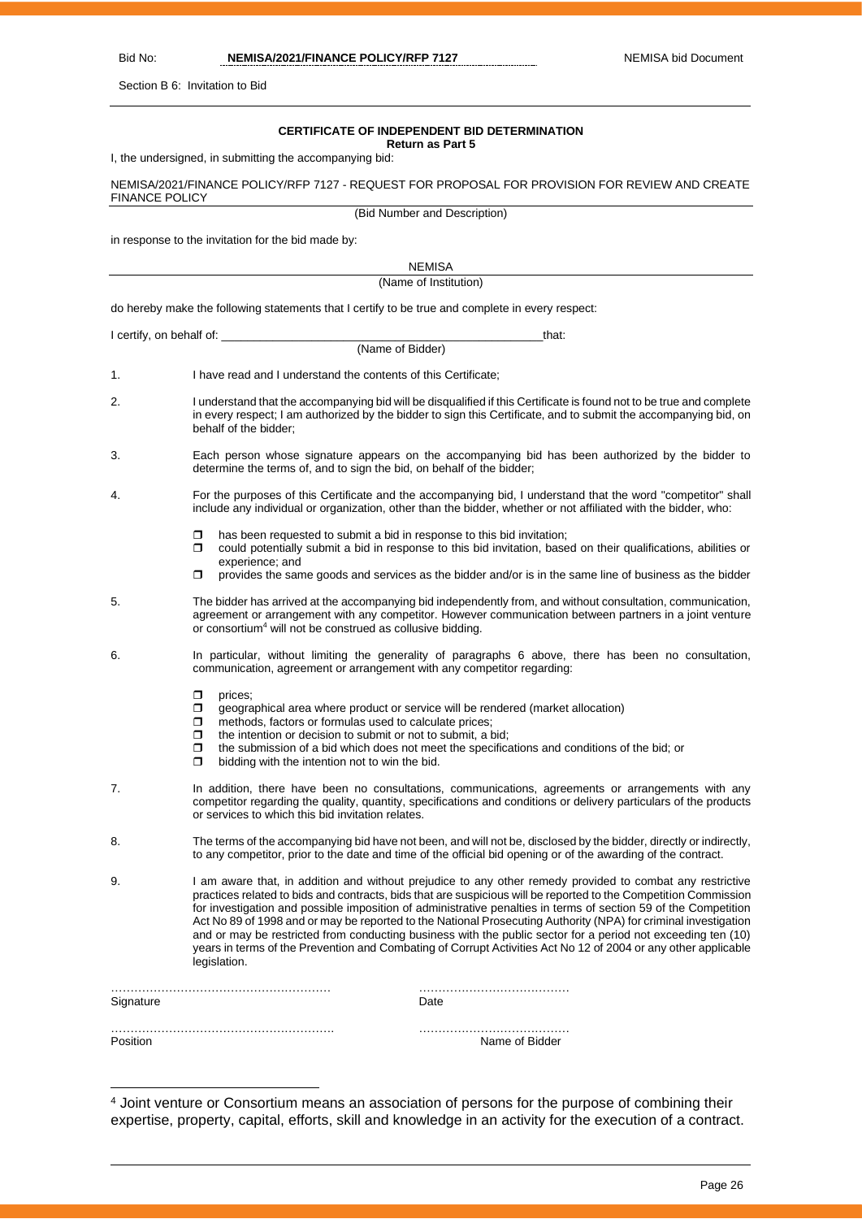Section B 6: Invitation to Bid

## CERTIFICATE OF INDEPENDENT BID DETERMINATION

**Return as Part 5**

I, the undersigned, in submitting the accompanying bid:

NEMISA/2021/FINANCE POLICY/RFP 7127 - REQUEST FOR PROPOSAL FOR PROVISION FOR REVIEW AND CREATE FINANCE POLICY

(Bid Number and Description)

in response to the invitation for the bid made by:

NEMISA

(Name of Institution)

do hereby make the following statements that I certify to be true and complete in every respect:

I certify, on behalf of: \_\_\_\_\_\_\_\_\_\_\_\_\_\_\_\_\_\_\_\_\_\_\_\_\_\_\_\_\_\_\_\_\_\_\_\_\_\_\_\_\_\_\_\_\_\_\_\_\_\_\_that:

(Name of Bidder)

1. I have read and I understand the contents of this Certificate;

2. I understand that the accompanying bid will be disqualified if this Certificate is found not to be true and complete in every respect; I am authorized by the bidder to sign this Certificate, and to submit the accompanying bid, on behalf of the bidder;

3. Each person whose signature appears on the accompanying bid has been authorized by the bidder to determine the terms of, and to sign the bid, on behalf of the bidder;

4. For the purposes of this Certificate and the accompanying bid, I understand that the word "competitor" shall include any individual or organization, other than the bidder, whether or not affiliated with the bidder, who:

   - ☐ has been requested to submit a bid in response to this bid invitation;
   - ☐ could potentially submit a bid in response to this bid invitation, based on their qualifications, abilities or experience; and
   - ☐ provides the same goods and services as the bidder and/or is in the same line of business as the bidder

5. The bidder has arrived at the accompanying bid independently from, and without consultation, communication, agreement or arrangement with any competitor. However communication between partners in a joint venture or consortium[4] will not be construed as collusive bidding.

6. In particular, without limiting the generality of paragraphs 6 above, there has been no consultation, communication, agreement or arrangement with any competitor regarding:

   - ☐ prices;
   - ☐ geographical area where product or service will be rendered (market allocation)
   - ☐ methods, factors or formulas used to calculate prices;
   - ☐ the intention or decision to submit or not to submit, a bid;
   - ☐ the submission of a bid which does not meet the specifications and conditions of the bid; or
   - ☐ bidding with the intention not to win the bid.

7. In addition, there have been no consultations, communications, agreements or arrangements with any competitor regarding the quality, quantity, specifications and conditions or delivery particulars of the products or services to which this bid invitation relates.

8. The terms of the accompanying bid have not been, and will not be, disclosed by the bidder, directly or indirectly, to any competitor, prior to the date and time of the official bid opening or of the awarding of the contract.

9. I am aware that, in addition and without prejudice to any other remedy provided to combat any restrictive practices related to bids and contracts, bids that are suspicious will be reported to the Competition Commission for investigation and possible imposition of administrative penalties in terms of section 59 of the Competition Act No 89 of 1998 and or may be reported to the National Prosecuting Authority (NPA) for criminal investigation and or may be restricted from conducting business with the public sector for a period not exceeding ten (10) years in terms of the Prevention and Combating of Corrupt Activities Act No 12 of 2004 or any other applicable legislation.

| | |
|---|---|
| ………………………………………………… | ………………………………… |
| Signature | Date |
| ………………………………………………… | ………………………………… |
| Position | Name of Bidder |

[4] Joint venture or Consortium means an association of persons for the purpose of combining their expertise, property, capital, efforts, skill and knowledge in an activity for the execution of a contract.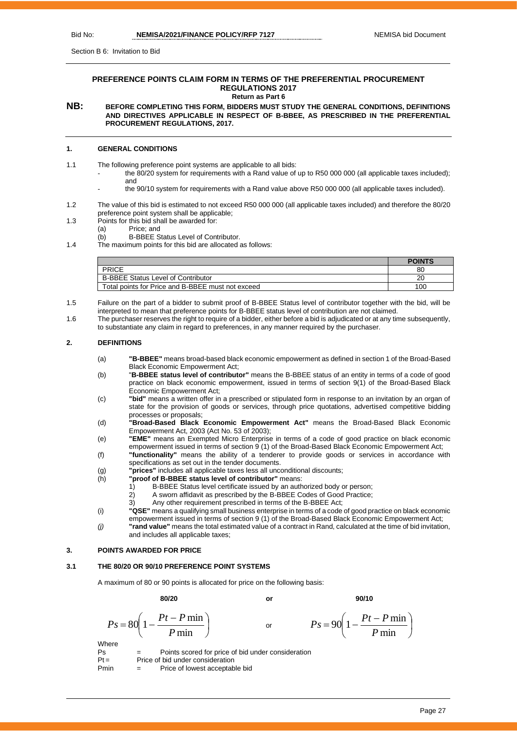Section B 6: Invitation to Bid

## PREFERENCE POINTS CLAIM FORM IN TERMS OF THE PREFERENTIAL PROCUREMENT REGULATIONS 2017

**Return as Part 6**

**NB: BEFORE COMPLETING THIS FORM, BIDDERS MUST STUDY THE GENERAL CONDITIONS, DEFINITIONS AND DIRECTIVES APPLICABLE IN RESPECT OF B-BBEE, AS PRESCRIBED IN THE PREFERENTIAL PROCUREMENT REGULATIONS, 2017.**

### 1. GENERAL CONDITIONS

1.1 The following preference point systems are applicable to all bids:
- the 80/20 system for requirements with a Rand value of up to R50 000 000 (all applicable taxes included); and
- the 90/10 system for requirements with a Rand value above R50 000 000 (all applicable taxes included).

1.2 The value of this bid is estimated to not exceed R50 000 000 (all applicable taxes included) and therefore the 80/20 preference point system shall be applicable;

1.3 Points for this bid shall be awarded for:
   (a) Price; and
   (b) B-BBEE Status Level of Contributor.

1.4 The maximum points for this bid are allocated as follows:

| | **POINTS** |
|---|---|
| PRICE | 80 |
| B-BBEE Status Level of Contributor | 20 |
| Total points for Price and B-BBEE must not exceed | 100 |

1.5 Failure on the part of a bidder to submit proof of B-BBEE Status level of contributor together with the bid, will be interpreted to mean that preference points for B-BBEE status level of contribution are not claimed.

1.6 The purchaser reserves the right to require of a bidder, either before a bid is adjudicated or at any time subsequently, to substantiate any claim in regard to preferences, in any manner required by the purchaser.

### 2. DEFINITIONS

(a) **"B-BBEE"** means broad-based black economic empowerment as defined in section 1 of the Broad-Based Black Economic Empowerment Act;

(b) **"B-BBEE status level of contributor"** means the B-BBEE status of an entity in terms of a code of good practice on black economic empowerment, issued in terms of section 9(1) of the Broad-Based Black Economic Empowerment Act;

(c) **"bid"** means a written offer in a prescribed or stipulated form in response to an invitation by an organ of state for the provision of goods or services, through price quotations, advertised competitive bidding processes or proposals;

(d) **"Broad-Based Black Economic Empowerment Act"** means the Broad-Based Black Economic Empowerment Act, 2003 (Act No. 53 of 2003);

(e) **"EME"** means an Exempted Micro Enterprise in terms of a code of good practice on black economic empowerment issued in terms of section 9 (1) of the Broad-Based Black Economic Empowerment Act;

(f) **"functionality"** means the ability of a tenderer to provide goods or services in accordance with specifications as set out in the tender documents.

(g) **"prices"** includes all applicable taxes less all unconditional discounts;

(h) **"proof of B-BBEE status level of contributor"** means:
   1) B-BBEE Status level certificate issued by an authorized body or person;
   2) A sworn affidavit as prescribed by the B-BBEE Codes of Good Practice;
   3) Any other requirement prescribed in terms of the B-BBEE Act;

(i) **"QSE"** means a qualifying small business enterprise in terms of a code of good practice on black economic empowerment issued in terms of section 9 (1) of the Broad-Based Black Economic Empowerment Act;

*(j)* **"rand value"** means the total estimated value of a contract in Rand, calculated at the time of bid invitation, and includes all applicable taxes;

### 3. POINTS AWARDED FOR PRICE

#### 3.1 THE 80/20 OR 90/10 PREFERENCE POINT SYSTEMS

A maximum of 80 or 90 points is allocated for price on the following basis:

**80/20** **or** **90/10**

$$Ps = 80\left(1 - \frac{Pt - P\min}{P\min}\right) \quad \text{or} \quad Ps = 90\left(1 - \frac{Pt - P\min}{P\min}\right)$$

Where

Ps = Points scored for price of bid under consideration

Pt = Price of bid under consideration

Pmin = Price of lowest acceptable bid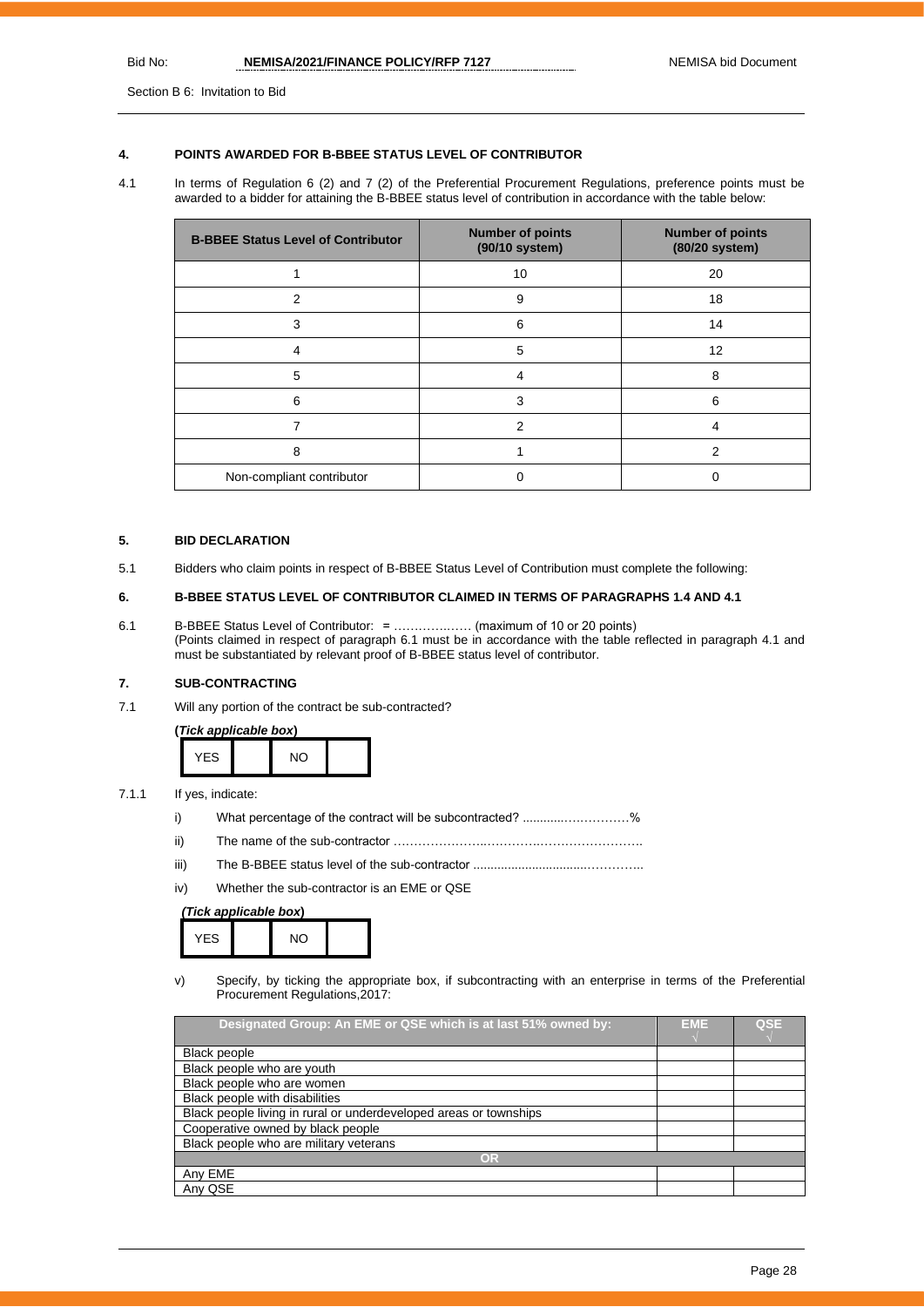#### 4. POINTS AWARDED FOR B-BBEE STATUS LEVEL OF CONTRIBUTOR

4.1 In terms of Regulation 6 (2) and 7 (2) of the Preferential Procurement Regulations, preference points must be awarded to a bidder for attaining the B-BBEE status level of contribution in accordance with the table below:

| B-BBEE Status Level of Contributor | Number of points (90/10 system) | Number of points (80/20 system) |
|---|---|---|
| 1 | 10 | 20 |
| 2 | 9 | 18 |
| 3 | 6 | 14 |
| 4 | 5 | 12 |
| 5 | 4 | 8 |
| 6 | 3 | 6 |
| 7 | 2 | 4 |
| 8 | 1 | 2 |
| Non-compliant contributor | 0 | 0 |

#### 5. BID DECLARATION

5.1 Bidders who claim points in respect of B-BBEE Status Level of Contribution must complete the following:

#### 6. B-BBEE STATUS LEVEL OF CONTRIBUTOR CLAIMED IN TERMS OF PARAGRAPHS 1.4 AND 4.1

6.1 B-BBEE Status Level of Contributor: = ………….…… (maximum of 10 or 20 points)
(Points claimed in respect of paragraph 6.1 must be in accordance with the table reflected in paragraph 4.1 and must be substantiated by relevant proof of B-BBEE status level of contributor.

#### 7. SUB-CONTRACTING

7.1 Will any portion of the contract be sub-contracted?

**(*Tick applicable box*)**

| YES | | NO | |
|---|---|---|---|

7.1.1 If yes, indicate:

i) What percentage of the contract will be subcontracted? ............……………%

ii) The name of the sub-contractor …………………..………….…………………….

iii) The B-BBEE status level of the sub-contractor ................................…………..

iv) Whether the sub-contractor is an EME or QSE

***(Tick applicable box)***

| YES | | NO | |
|---|---|---|---|

v) Specify, by ticking the appropriate box, if subcontracting with an enterprise in terms of the Preferential Procurement Regulations,2017:

| Designated Group: An EME or QSE which is at last 51% owned by: | EME √ | QSE √ |
|---|---|---|
| Black people | | |
| Black people who are youth | | |
| Black people who are women | | |
| Black people with disabilities | | |
| Black people living in rural or underdeveloped areas or townships | | |
| Cooperative owned by black people | | |
| Black people who are military veterans | | |
| **OR** | | |
| Any EME | | |
| Any QSE | | |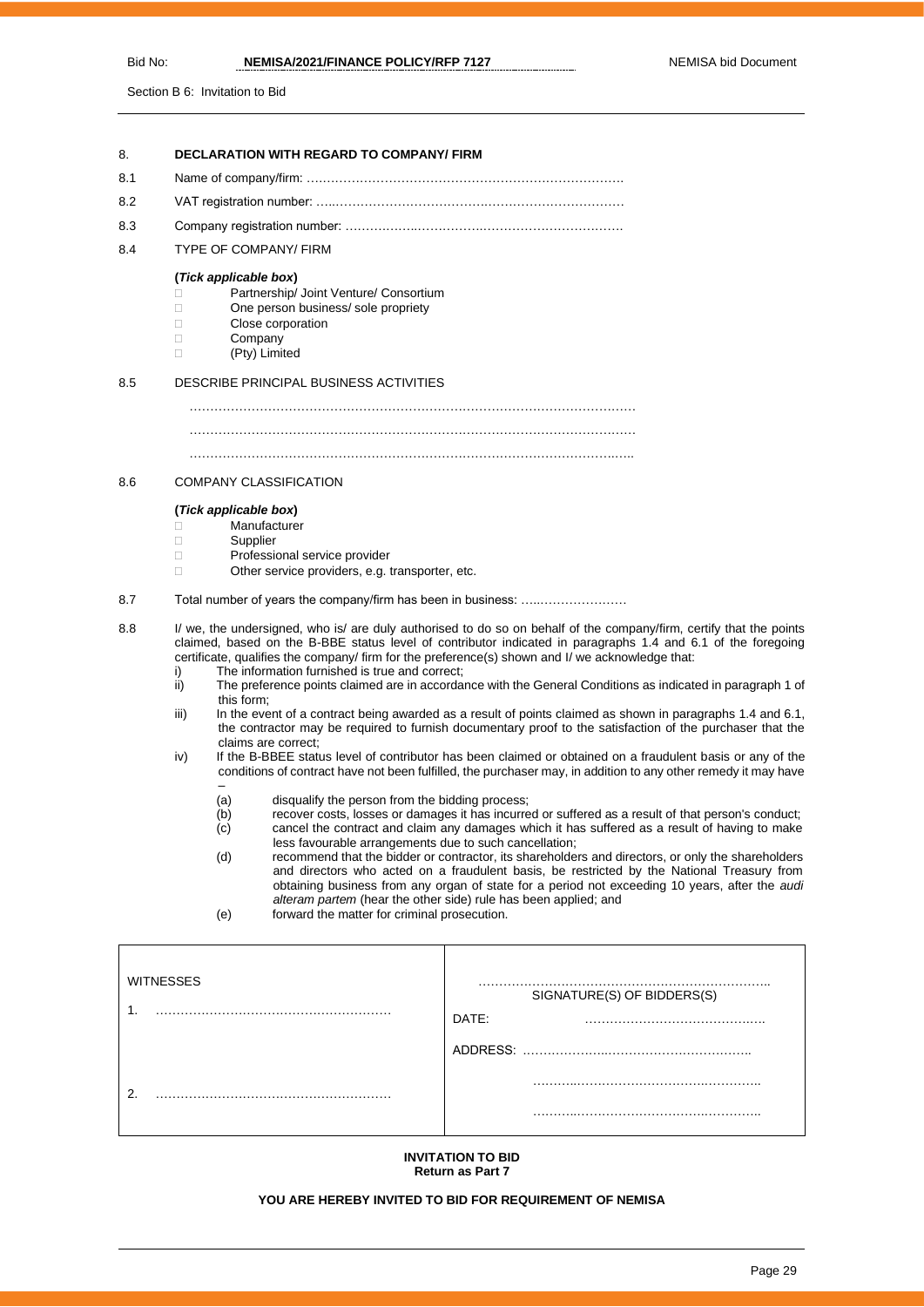8. **DECLARATION WITH REGARD TO COMPANY/ FIRM**

8.1 Name of company/firm: ………………………………………………………………….

8.2 VAT registration number: ……………………………………………………………….

8.3 Company registration number: ……………………………………………………….

8.4 TYPE OF COMPANY/ FIRM

**(*Tick applicable box*)**

- □ Partnership/ Joint Venture/ Consortium
- □ One person business/ sole propriety
- □ Close corporation
- □ Company
- □ (Pty) Limited

8.5 DESCRIBE PRINCIPAL BUSINESS ACTIVITIES

………………………………………………………………………………………………

………………………………………………………………………………………………

………………………………………………………………………………………………

8.6 COMPANY CLASSIFICATION

**(*Tick applicable box*)**

- □ Manufacturer
- □ Supplier
- □ Professional service provider
- □ Other service providers, e.g. transporter, etc.

8.7 Total number of years the company/firm has been in business: …………………………

8.8 I/ we, the undersigned, who is/ are duly authorised to do so on behalf of the company/firm, certify that the points claimed, based on the B-BBE status level of contributor indicated in paragraphs 1.4 and 6.1 of the foregoing certificate, qualifies the company/ firm for the preference(s) shown and I/ we acknowledge that:

i) The information furnished is true and correct;

ii) The preference points claimed are in accordance with the General Conditions as indicated in paragraph 1 of this form;

iii) In the event of a contract being awarded as a result of points claimed as shown in paragraphs 1.4 and 6.1, the contractor may be required to furnish documentary proof to the satisfaction of the purchaser that the claims are correct;

iv) If the B-BBEE status level of contributor has been claimed or obtained on a fraudulent basis or any of the conditions of contract have not been fulfilled, the purchaser may, in addition to any other remedy it may have –

(a) disqualify the person from the bidding process;

(b) recover costs, losses or damages it has incurred or suffered as a result of that person's conduct;

(c) cancel the contract and claim any damages which it has suffered as a result of having to make less favourable arrangements due to such cancellation;

(d) recommend that the bidder or contractor, its shareholders and directors, or only the shareholders and directors who acted on a fraudulent basis, be restricted by the National Treasury from obtaining business from any organ of state for a period not exceeding 10 years, after the *audi alteram partem* (hear the other side) rule has been applied; and

(e) forward the matter for criminal prosecution.

| | |
|---|---|
| WITNESSES<br><br>1. ………………………………………………<br><br>2. ……………………………………………… | ……………………………………………………………<br>SIGNATURE(S) OF BIDDERS(S)<br><br>DATE: ……………………………………<br><br>ADDRESS: ……………………………………………<br><br>……………………………………………<br><br>…………………………………………… |

**INVITATION TO BID**
**Return as Part 7**

**YOU ARE HEREBY INVITED TO BID FOR REQUIREMENT OF NEMISA**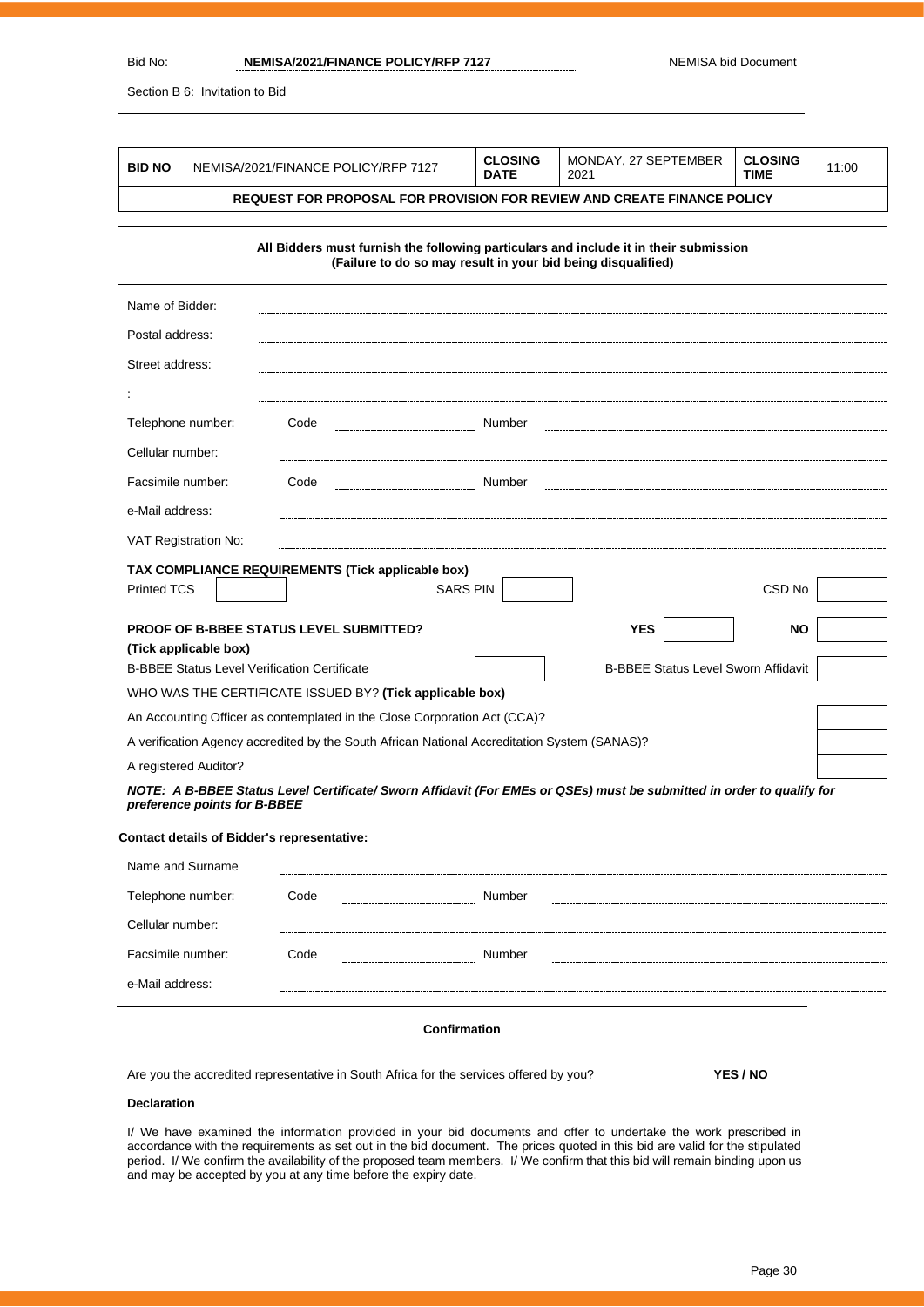Section B 6: Invitation to Bid

| BID NO | NEMISA/2021/FINANCE POLICY/RFP 7127 | CLOSING DATE | MONDAY, 27 SEPTEMBER 2021 | CLOSING TIME | 11:00 |
|---|---|---|---|---|---|
| **REQUEST FOR PROPOSAL FOR PROVISION FOR REVIEW AND CREATE FINANCE POLICY** | | | | | |

**All Bidders must furnish the following particulars and include it in their submission**
**(Failure to do so may result in your bid being disqualified)**

Name of Bidder: ..................................................

Postal address: ..................................................

Street address: ..................................................

: ..................................................

Telephone number: Code .................... Number ..................................................

Cellular number: ..................................................

Facsimile number: Code .................... Number ..................................................

e-Mail address: ..................................................

VAT Registration No: ..................................................

**TAX COMPLIANCE REQUIREMENTS (Tick applicable box)**

| | | | | | |
|---|---|---|---|---|---|
| Printed TCS | | SARS PIN | | CSD No | |

| | | | |
|---|---|---|---|
| **PROOF OF B-BBEE STATUS LEVEL SUBMITTED? (Tick applicable box)** | **YES** | | **NO** |
| B-BBEE Status Level Verification Certificate | | B-BBEE Status Level Sworn Affidavit | |

**WHO WAS THE CERTIFICATE ISSUED BY? (Tick applicable box)**

| | |
|---|---|
| An Accounting Officer as contemplated in the Close Corporation Act (CCA)? | |
| A verification Agency accredited by the South African National Accreditation System (SANAS)? | |
| A registered Auditor? | |

***NOTE: A B-BBEE Status Level Certificate/ Sworn Affidavit (For EMEs or QSEs) must be submitted in order to qualify for preference points for B-BBEE***

**Contact details of Bidder's representative:**

Name and Surname ..................................................

Telephone number: Code .................... Number ..................................................

Cellular number: ..................................................

Facsimile number: Code .................... Number ..................................................

e-Mail address: ..................................................

**Confirmation**

Are you the accredited representative in South Africa for the services offered by you? **YES / NO**

**Declaration**

I/ We have examined the information provided in your bid documents and offer to undertake the work prescribed in accordance with the requirements as set out in the bid document. The prices quoted in this bid are valid for the stipulated period. I/ We confirm the availability of the proposed team members. I/ We confirm that this bid will remain binding upon us and may be accepted by you at any time before the expiry date.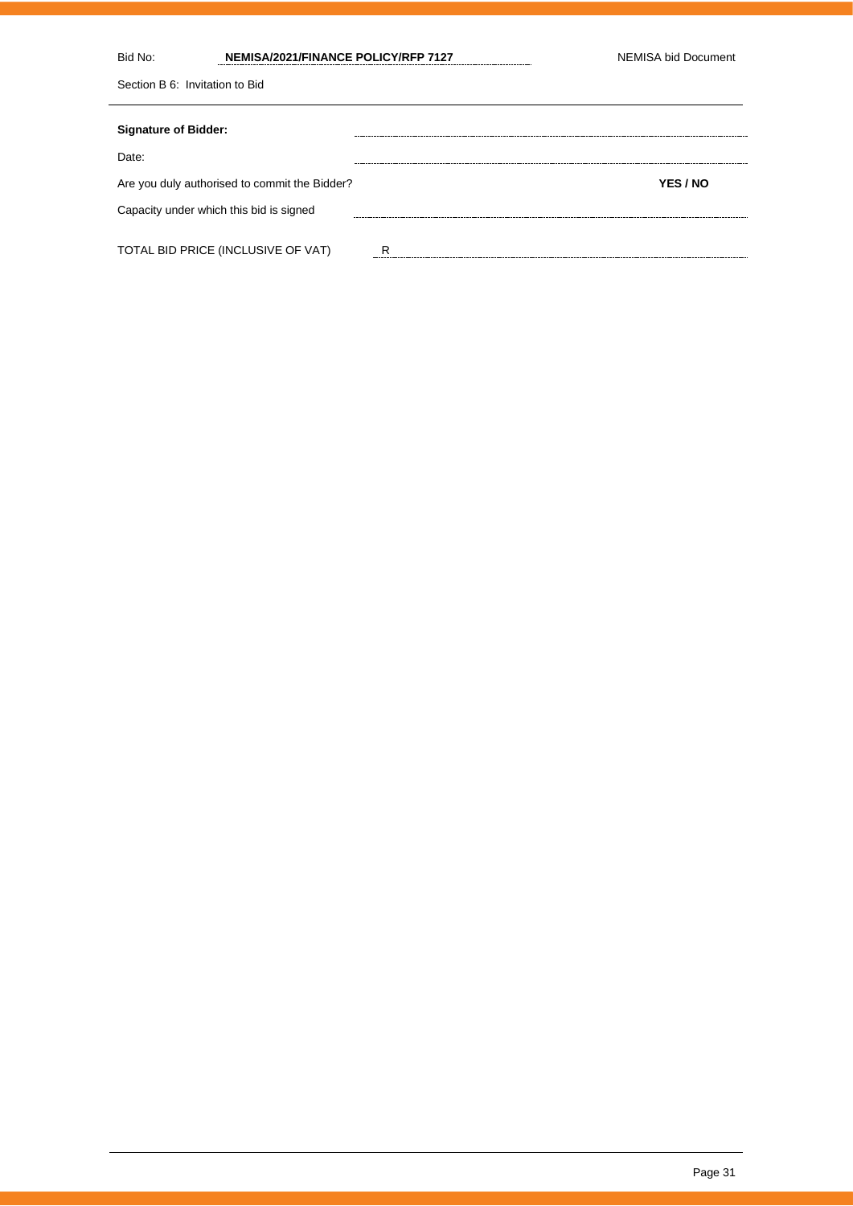**Signature of Bidder:** ...............................................................................

Date: ...............................................................................

Are you duly authorised to commit the Bidder? **YES / NO**

Capacity under which this bid is signed ...............................................................................

TOTAL BID PRICE (INCLUSIVE OF VAT) R ...............................................................................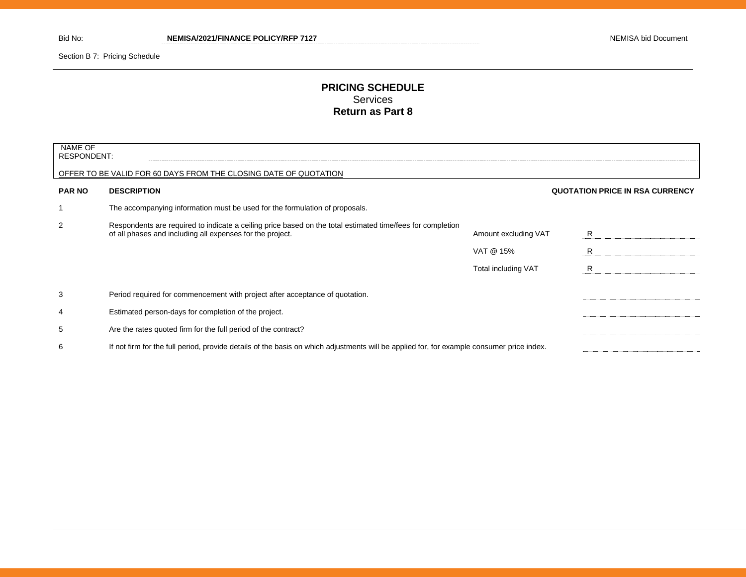Bid No: **NEMISA/2021/FINANCE POLICY/RFP 7127**

Section B 7: Pricing Schedule

# PRICING SCHEDULE

Services

**Return as Part 8**

NAME OF RESPONDENT: ..............................................................................

OFFER TO BE VALID FOR 60 DAYS FROM THE CLOSING DATE OF QUOTATION

| PAR NO | DESCRIPTION | | QUOTATION PRICE IN RSA CURRENCY |
|---|---|---|---|
| 1 | The accompanying information must be used for the formulation of proposals. | | |
| 2 | Respondents are required to indicate a ceiling price based on the total estimated time/fees for completion of all phases and including all expenses for the project. | Amount excluding VAT | R |
| | | VAT @ 15% | R |
| | | Total including VAT | R |
| 3 | Period required for commencement with project after acceptance of quotation. | | |
| 4 | Estimated person-days for completion of the project. | | |
| 5 | Are the rates quoted firm for the full period of the contract? | | |
| 6 | If not firm for the full period, provide details of the basis on which adjustments will be applied for, for example consumer price index. | | |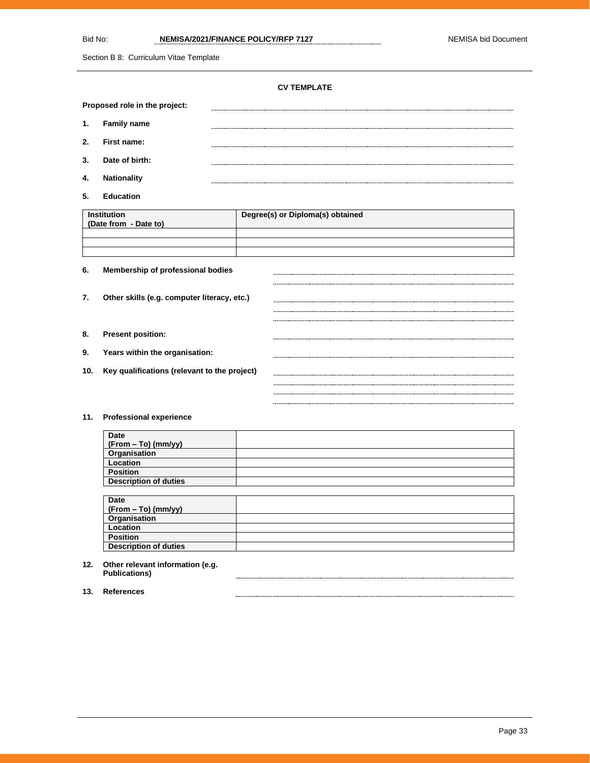## CV TEMPLATE

**Proposed role in the project:** ..........................................................

1. **Family name** ..........................................................
2. **First name:** ..........................................................
3. **Date of birth:** ..........................................................
4. **Nationality** ..........................................................
5. **Education**

| Institution (Date from - Date to) | Degree(s) or Diploma(s) obtained |
|---|---|
| | |
| | |
| | |

6. **Membership of professional bodies** ..........................................................
7. **Other skills (e.g. computer literacy, etc.)** ..........................................................
8. **Present position:** ..........................................................
9. **Years within the organisation:** ..........................................................
10. **Key qualifications (relevant to the project)** ..........................................................
11. **Professional experience**

| | |
|---|---|
| **Date (From – To) (mm/yy)** | |
| **Organisation** | |
| **Location** | |
| **Position** | |
| **Description of duties** | |

| | |
|---|---|
| **Date (From – To) (mm/yy)** | |
| **Organisation** | |
| **Location** | |
| **Position** | |
| **Description of duties** | |

12. **Other relevant information (e.g. Publications)** ..........................................................
13. **References** ..........................................................